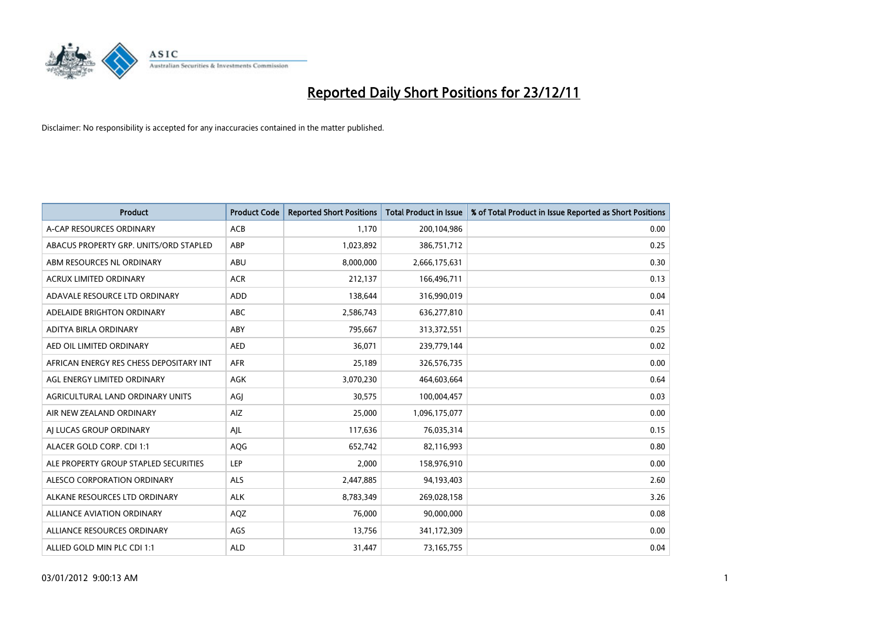# Reported Daily Short Positions for 23/12/11

Disclaimer: No responsibility is accepted for any inaccuracies contained in the matter published.

| Product | Product Code | Reported Short Positions | Total Product in Issue | % of Total Product in Issue Reported as Short Positions |
|---|---|---|---|---|
| A-CAP RESOURCES ORDINARY | ACB | 1,170 | 200,104,986 | 0.00 |
| ABACUS PROPERTY GRP. UNITS/ORD STAPLED | ABP | 1,023,892 | 386,751,712 | 0.25 |
| ABM RESOURCES NL ORDINARY | ABU | 8,000,000 | 2,666,175,631 | 0.30 |
| ACRUX LIMITED ORDINARY | ACR | 212,137 | 166,496,711 | 0.13 |
| ADAVALE RESOURCE LTD ORDINARY | ADD | 138,644 | 316,990,019 | 0.04 |
| ADELAIDE BRIGHTON ORDINARY | ABC | 2,586,743 | 636,277,810 | 0.41 |
| ADITYA BIRLA ORDINARY | ABY | 795,667 | 313,372,551 | 0.25 |
| AED OIL LIMITED ORDINARY | AED | 36,071 | 239,779,144 | 0.02 |
| AFRICAN ENERGY RES CHESS DEPOSITARY INT | AFR | 25,189 | 326,576,735 | 0.00 |
| AGL ENERGY LIMITED ORDINARY | AGK | 3,070,230 | 464,603,664 | 0.64 |
| AGRICULTURAL LAND ORDINARY UNITS | AGJ | 30,575 | 100,004,457 | 0.03 |
| AIR NEW ZEALAND ORDINARY | AIZ | 25,000 | 1,096,175,077 | 0.00 |
| AJ LUCAS GROUP ORDINARY | AJL | 117,636 | 76,035,314 | 0.15 |
| ALACER GOLD CORP. CDI 1:1 | AQG | 652,742 | 82,116,993 | 0.80 |
| ALE PROPERTY GROUP STAPLED SECURITIES | LEP | 2,000 | 158,976,910 | 0.00 |
| ALESCO CORPORATION ORDINARY | ALS | 2,447,885 | 94,193,403 | 2.60 |
| ALKANE RESOURCES LTD ORDINARY | ALK | 8,783,349 | 269,028,158 | 3.26 |
| ALLIANCE AVIATION ORDINARY | AQZ | 76,000 | 90,000,000 | 0.08 |
| ALLIANCE RESOURCES ORDINARY | AGS | 13,756 | 341,172,309 | 0.00 |
| ALLIED GOLD MIN PLC CDI 1:1 | ALD | 31,447 | 73,165,755 | 0.04 |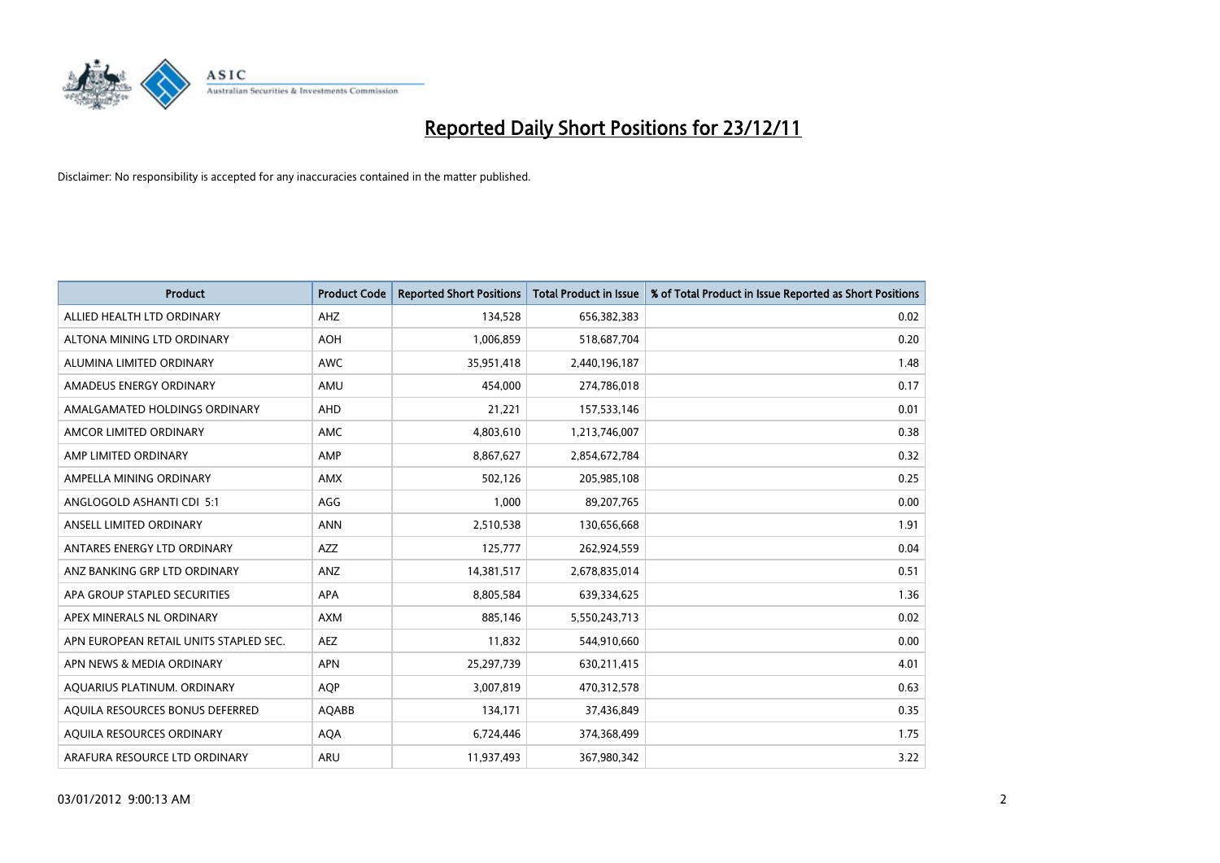# Reported Daily Short Positions for 23/12/11

Disclaimer: No responsibility is accepted for any inaccuracies contained in the matter published.

| Product | Product Code | Reported Short Positions | Total Product in Issue | % of Total Product in Issue Reported as Short Positions |
|---|---|---|---|---|
| ALLIED HEALTH LTD ORDINARY | AHZ | 134,528 | 656,382,383 | 0.02 |
| ALTONA MINING LTD ORDINARY | AOH | 1,006,859 | 518,687,704 | 0.20 |
| ALUMINA LIMITED ORDINARY | AWC | 35,951,418 | 2,440,196,187 | 1.48 |
| AMADEUS ENERGY ORDINARY | AMU | 454,000 | 274,786,018 | 0.17 |
| AMALGAMATED HOLDINGS ORDINARY | AHD | 21,221 | 157,533,146 | 0.01 |
| AMCOR LIMITED ORDINARY | AMC | 4,803,610 | 1,213,746,007 | 0.38 |
| AMP LIMITED ORDINARY | AMP | 8,867,627 | 2,854,672,784 | 0.32 |
| AMPELLA MINING ORDINARY | AMX | 502,126 | 205,985,108 | 0.25 |
| ANGLOGOLD ASHANTI CDI 5:1 | AGG | 1,000 | 89,207,765 | 0.00 |
| ANSELL LIMITED ORDINARY | ANN | 2,510,538 | 130,656,668 | 1.91 |
| ANTARES ENERGY LTD ORDINARY | AZZ | 125,777 | 262,924,559 | 0.04 |
| ANZ BANKING GRP LTD ORDINARY | ANZ | 14,381,517 | 2,678,835,014 | 0.51 |
| APA GROUP STAPLED SECURITIES | APA | 8,805,584 | 639,334,625 | 1.36 |
| APEX MINERALS NL ORDINARY | AXM | 885,146 | 5,550,243,713 | 0.02 |
| APN EUROPEAN RETAIL UNITS STAPLED SEC. | AEZ | 11,832 | 544,910,660 | 0.00 |
| APN NEWS & MEDIA ORDINARY | APN | 25,297,739 | 630,211,415 | 4.01 |
| AQUARIUS PLATINUM. ORDINARY | AQP | 3,007,819 | 470,312,578 | 0.63 |
| AQUILA RESOURCES BONUS DEFERRED | AQABB | 134,171 | 37,436,849 | 0.35 |
| AQUILA RESOURCES ORDINARY | AQA | 6,724,446 | 374,368,499 | 1.75 |
| ARAFURA RESOURCE LTD ORDINARY | ARU | 11,937,493 | 367,980,342 | 3.22 |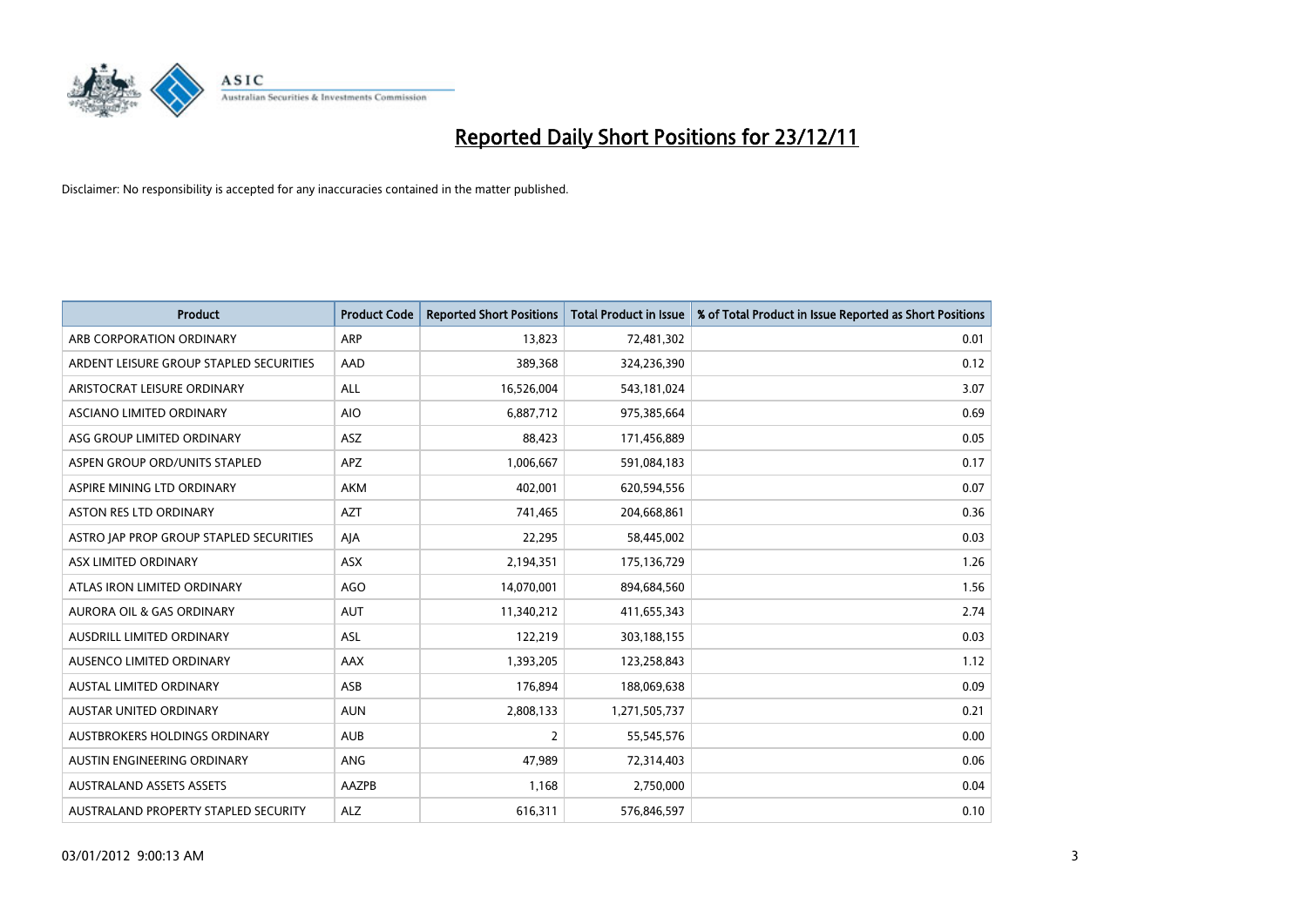# Reported Daily Short Positions for 23/12/11

Disclaimer: No responsibility is accepted for any inaccuracies contained in the matter published.

| Product | Product Code | Reported Short Positions | Total Product in Issue | % of Total Product in Issue Reported as Short Positions |
|---|---|---|---|---|
| ARB CORPORATION ORDINARY | ARP | 13,823 | 72,481,302 | 0.01 |
| ARDENT LEISURE GROUP STAPLED SECURITIES | AAD | 389,368 | 324,236,390 | 0.12 |
| ARISTOCRAT LEISURE ORDINARY | ALL | 16,526,004 | 543,181,024 | 3.07 |
| ASCIANO LIMITED ORDINARY | AIO | 6,887,712 | 975,385,664 | 0.69 |
| ASG GROUP LIMITED ORDINARY | ASZ | 88,423 | 171,456,889 | 0.05 |
| ASPEN GROUP ORD/UNITS STAPLED | APZ | 1,006,667 | 591,084,183 | 0.17 |
| ASPIRE MINING LTD ORDINARY | AKM | 402,001 | 620,594,556 | 0.07 |
| ASTON RES LTD ORDINARY | AZT | 741,465 | 204,668,861 | 0.36 |
| ASTRO JAP PROP GROUP STAPLED SECURITIES | AJA | 22,295 | 58,445,002 | 0.03 |
| ASX LIMITED ORDINARY | ASX | 2,194,351 | 175,136,729 | 1.26 |
| ATLAS IRON LIMITED ORDINARY | AGO | 14,070,001 | 894,684,560 | 1.56 |
| AURORA OIL & GAS ORDINARY | AUT | 11,340,212 | 411,655,343 | 2.74 |
| AUSDRILL LIMITED ORDINARY | ASL | 122,219 | 303,188,155 | 0.03 |
| AUSENCO LIMITED ORDINARY | AAX | 1,393,205 | 123,258,843 | 1.12 |
| AUSTAL LIMITED ORDINARY | ASB | 176,894 | 188,069,638 | 0.09 |
| AUSTAR UNITED ORDINARY | AUN | 2,808,133 | 1,271,505,737 | 0.21 |
| AUSTBROKERS HOLDINGS ORDINARY | AUB | 2 | 55,545,576 | 0.00 |
| AUSTIN ENGINEERING ORDINARY | ANG | 47,989 | 72,314,403 | 0.06 |
| AUSTRALAND ASSETS ASSETS | AAZPB | 1,168 | 2,750,000 | 0.04 |
| AUSTRALAND PROPERTY STAPLED SECURITY | ALZ | 616,311 | 576,846,597 | 0.10 |

03/01/2012 9:00:13 AM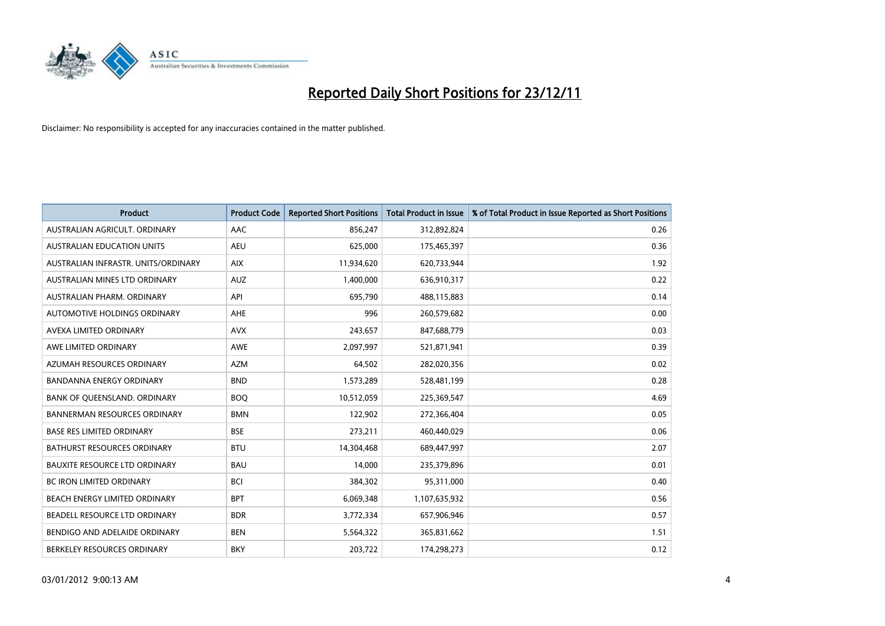# Reported Daily Short Positions for 23/12/11

Disclaimer: No responsibility is accepted for any inaccuracies contained in the matter published.

| Product | Product Code | Reported Short Positions | Total Product in Issue | % of Total Product in Issue Reported as Short Positions |
|---|---|---|---|---|
| AUSTRALIAN AGRICULT. ORDINARY | AAC | 856,247 | 312,892,824 | 0.26 |
| AUSTRALIAN EDUCATION UNITS | AEU | 625,000 | 175,465,397 | 0.36 |
| AUSTRALIAN INFRASTR. UNITS/ORDINARY | AIX | 11,934,620 | 620,733,944 | 1.92 |
| AUSTRALIAN MINES LTD ORDINARY | AUZ | 1,400,000 | 636,910,317 | 0.22 |
| AUSTRALIAN PHARM. ORDINARY | API | 695,790 | 488,115,883 | 0.14 |
| AUTOMOTIVE HOLDINGS ORDINARY | AHE | 996 | 260,579,682 | 0.00 |
| AVEXA LIMITED ORDINARY | AVX | 243,657 | 847,688,779 | 0.03 |
| AWE LIMITED ORDINARY | AWE | 2,097,997 | 521,871,941 | 0.39 |
| AZUMAH RESOURCES ORDINARY | AZM | 64,502 | 282,020,356 | 0.02 |
| BANDANNA ENERGY ORDINARY | BND | 1,573,289 | 528,481,199 | 0.28 |
| BANK OF QUEENSLAND. ORDINARY | BOQ | 10,512,059 | 225,369,547 | 4.69 |
| BANNERMAN RESOURCES ORDINARY | BMN | 122,902 | 272,366,404 | 0.05 |
| BASE RES LIMITED ORDINARY | BSE | 273,211 | 460,440,029 | 0.06 |
| BATHURST RESOURCES ORDINARY | BTU | 14,304,468 | 689,447,997 | 2.07 |
| BAUXITE RESOURCE LTD ORDINARY | BAU | 14,000 | 235,379,896 | 0.01 |
| BC IRON LIMITED ORDINARY | BCI | 384,302 | 95,311,000 | 0.40 |
| BEACH ENERGY LIMITED ORDINARY | BPT | 6,069,348 | 1,107,635,932 | 0.56 |
| BEADELL RESOURCE LTD ORDINARY | BDR | 3,772,334 | 657,906,946 | 0.57 |
| BENDIGO AND ADELAIDE ORDINARY | BEN | 5,564,322 | 365,831,662 | 1.51 |
| BERKELEY RESOURCES ORDINARY | BKY | 203,722 | 174,298,273 | 0.12 |

03/01/2012 9:00:13 AM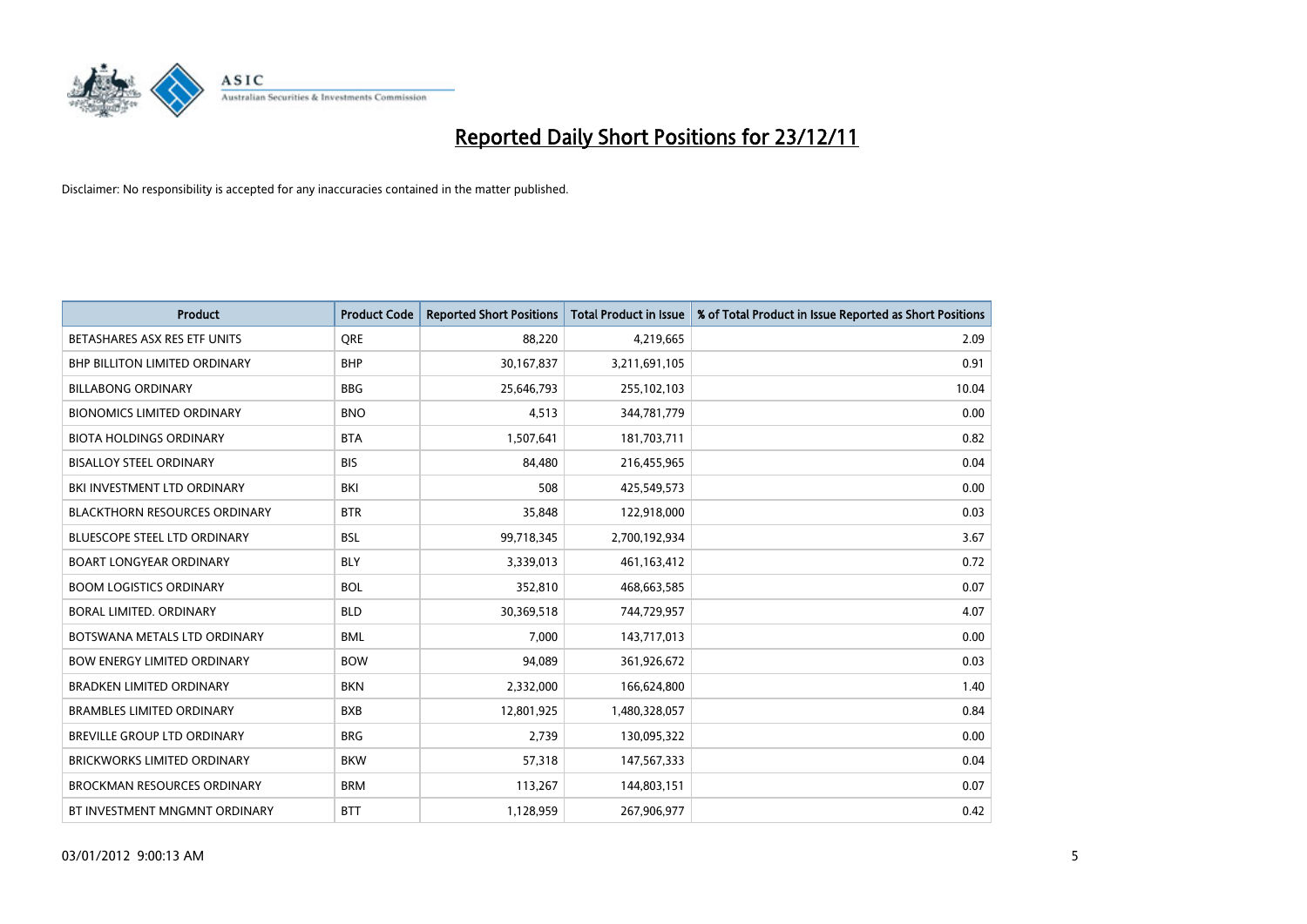# Reported Daily Short Positions for 23/12/11

Disclaimer: No responsibility is accepted for any inaccuracies contained in the matter published.

| Product | Product Code | Reported Short Positions | Total Product in Issue | % of Total Product in Issue Reported as Short Positions |
|---|---|---|---|---|
| BETASHARES ASX RES ETF UNITS | QRE | 88,220 | 4,219,665 | 2.09 |
| BHP BILLITON LIMITED ORDINARY | BHP | 30,167,837 | 3,211,691,105 | 0.91 |
| BILLABONG ORDINARY | BBG | 25,646,793 | 255,102,103 | 10.04 |
| BIONOMICS LIMITED ORDINARY | BNO | 4,513 | 344,781,779 | 0.00 |
| BIOTA HOLDINGS ORDINARY | BTA | 1,507,641 | 181,703,711 | 0.82 |
| BISALLOY STEEL ORDINARY | BIS | 84,480 | 216,455,965 | 0.04 |
| BKI INVESTMENT LTD ORDINARY | BKI | 508 | 425,549,573 | 0.00 |
| BLACKTHORN RESOURCES ORDINARY | BTR | 35,848 | 122,918,000 | 0.03 |
| BLUESCOPE STEEL LTD ORDINARY | BSL | 99,718,345 | 2,700,192,934 | 3.67 |
| BOART LONGYEAR ORDINARY | BLY | 3,339,013 | 461,163,412 | 0.72 |
| BOOM LOGISTICS ORDINARY | BOL | 352,810 | 468,663,585 | 0.07 |
| BORAL LIMITED. ORDINARY | BLD | 30,369,518 | 744,729,957 | 4.07 |
| BOTSWANA METALS LTD ORDINARY | BML | 7,000 | 143,717,013 | 0.00 |
| BOW ENERGY LIMITED ORDINARY | BOW | 94,089 | 361,926,672 | 0.03 |
| BRADKEN LIMITED ORDINARY | BKN | 2,332,000 | 166,624,800 | 1.40 |
| BRAMBLES LIMITED ORDINARY | BXB | 12,801,925 | 1,480,328,057 | 0.84 |
| BREVILLE GROUP LTD ORDINARY | BRG | 2,739 | 130,095,322 | 0.00 |
| BRICKWORKS LIMITED ORDINARY | BKW | 57,318 | 147,567,333 | 0.04 |
| BROCKMAN RESOURCES ORDINARY | BRM | 113,267 | 144,803,151 | 0.07 |
| BT INVESTMENT MNGMNT ORDINARY | BTT | 1,128,959 | 267,906,977 | 0.42 |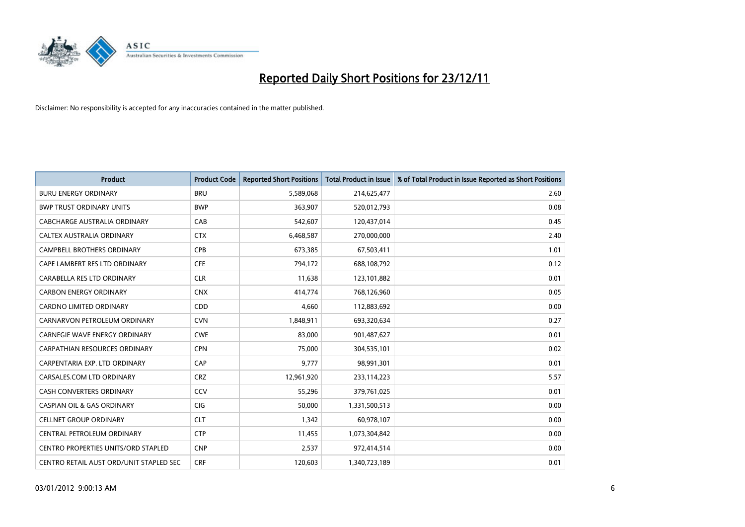# Reported Daily Short Positions for 23/12/11

Disclaimer: No responsibility is accepted for any inaccuracies contained in the matter published.

| Product | Product Code | Reported Short Positions | Total Product in Issue | % of Total Product in Issue Reported as Short Positions |
|---|---|---|---|---|
| BURU ENERGY ORDINARY | BRU | 5,589,068 | 214,625,477 | 2.60 |
| BWP TRUST ORDINARY UNITS | BWP | 363,907 | 520,012,793 | 0.08 |
| CABCHARGE AUSTRALIA ORDINARY | CAB | 542,607 | 120,437,014 | 0.45 |
| CALTEX AUSTRALIA ORDINARY | CTX | 6,468,587 | 270,000,000 | 2.40 |
| CAMPBELL BROTHERS ORDINARY | CPB | 673,385 | 67,503,411 | 1.01 |
| CAPE LAMBERT RES LTD ORDINARY | CFE | 794,172 | 688,108,792 | 0.12 |
| CARABELLA RES LTD ORDINARY | CLR | 11,638 | 123,101,882 | 0.01 |
| CARBON ENERGY ORDINARY | CNX | 414,774 | 768,126,960 | 0.05 |
| CARDNO LIMITED ORDINARY | CDD | 4,660 | 112,883,692 | 0.00 |
| CARNARVON PETROLEUM ORDINARY | CVN | 1,848,911 | 693,320,634 | 0.27 |
| CARNEGIE WAVE ENERGY ORDINARY | CWE | 83,000 | 901,487,627 | 0.01 |
| CARPATHIAN RESOURCES ORDINARY | CPN | 75,000 | 304,535,101 | 0.02 |
| CARPENTARIA EXP. LTD ORDINARY | CAP | 9,777 | 98,991,301 | 0.01 |
| CARSALES.COM LTD ORDINARY | CRZ | 12,961,920 | 233,114,223 | 5.57 |
| CASH CONVERTERS ORDINARY | CCV | 55,296 | 379,761,025 | 0.01 |
| CASPIAN OIL & GAS ORDINARY | CIG | 50,000 | 1,331,500,513 | 0.00 |
| CELLNET GROUP ORDINARY | CLT | 1,342 | 60,978,107 | 0.00 |
| CENTRAL PETROLEUM ORDINARY | CTP | 11,455 | 1,073,304,842 | 0.00 |
| CENTRO PROPERTIES UNITS/ORD STAPLED | CNP | 2,537 | 972,414,514 | 0.00 |
| CENTRO RETAIL AUST ORD/UNIT STAPLED SEC | CRF | 120,603 | 1,340,723,189 | 0.01 |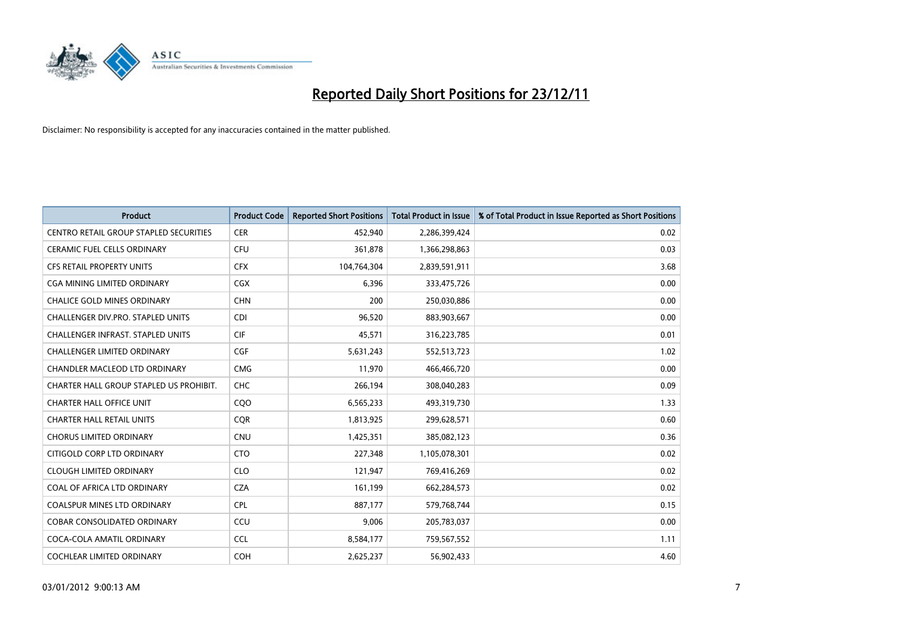# Reported Daily Short Positions for 23/12/11

Disclaimer: No responsibility is accepted for any inaccuracies contained in the matter published.

| Product | Product Code | Reported Short Positions | Total Product in Issue | % of Total Product in Issue Reported as Short Positions |
|---|---|---|---|---|
| CENTRO RETAIL GROUP STAPLED SECURITIES | CER | 452,940 | 2,286,399,424 | 0.02 |
| CERAMIC FUEL CELLS ORDINARY | CFU | 361,878 | 1,366,298,863 | 0.03 |
| CFS RETAIL PROPERTY UNITS | CFX | 104,764,304 | 2,839,591,911 | 3.68 |
| CGA MINING LIMITED ORDINARY | CGX | 6,396 | 333,475,726 | 0.00 |
| CHALICE GOLD MINES ORDINARY | CHN | 200 | 250,030,886 | 0.00 |
| CHALLENGER DIV.PRO. STAPLED UNITS | CDI | 96,520 | 883,903,667 | 0.00 |
| CHALLENGER INFRAST. STAPLED UNITS | CIF | 45,571 | 316,223,785 | 0.01 |
| CHALLENGER LIMITED ORDINARY | CGF | 5,631,243 | 552,513,723 | 1.02 |
| CHANDLER MACLEOD LTD ORDINARY | CMG | 11,970 | 466,466,720 | 0.00 |
| CHARTER HALL GROUP STAPLED US PROHIBIT. | CHC | 266,194 | 308,040,283 | 0.09 |
| CHARTER HALL OFFICE UNIT | CQO | 6,565,233 | 493,319,730 | 1.33 |
| CHARTER HALL RETAIL UNITS | CQR | 1,813,925 | 299,628,571 | 0.60 |
| CHORUS LIMITED ORDINARY | CNU | 1,425,351 | 385,082,123 | 0.36 |
| CITIGOLD CORP LTD ORDINARY | CTO | 227,348 | 1,105,078,301 | 0.02 |
| CLOUGH LIMITED ORDINARY | CLO | 121,947 | 769,416,269 | 0.02 |
| COAL OF AFRICA LTD ORDINARY | CZA | 161,199 | 662,284,573 | 0.02 |
| COALSPUR MINES LTD ORDINARY | CPL | 887,177 | 579,768,744 | 0.15 |
| COBAR CONSOLIDATED ORDINARY | CCU | 9,006 | 205,783,037 | 0.00 |
| COCA-COLA AMATIL ORDINARY | CCL | 8,584,177 | 759,567,552 | 1.11 |
| COCHLEAR LIMITED ORDINARY | COH | 2,625,237 | 56,902,433 | 4.60 |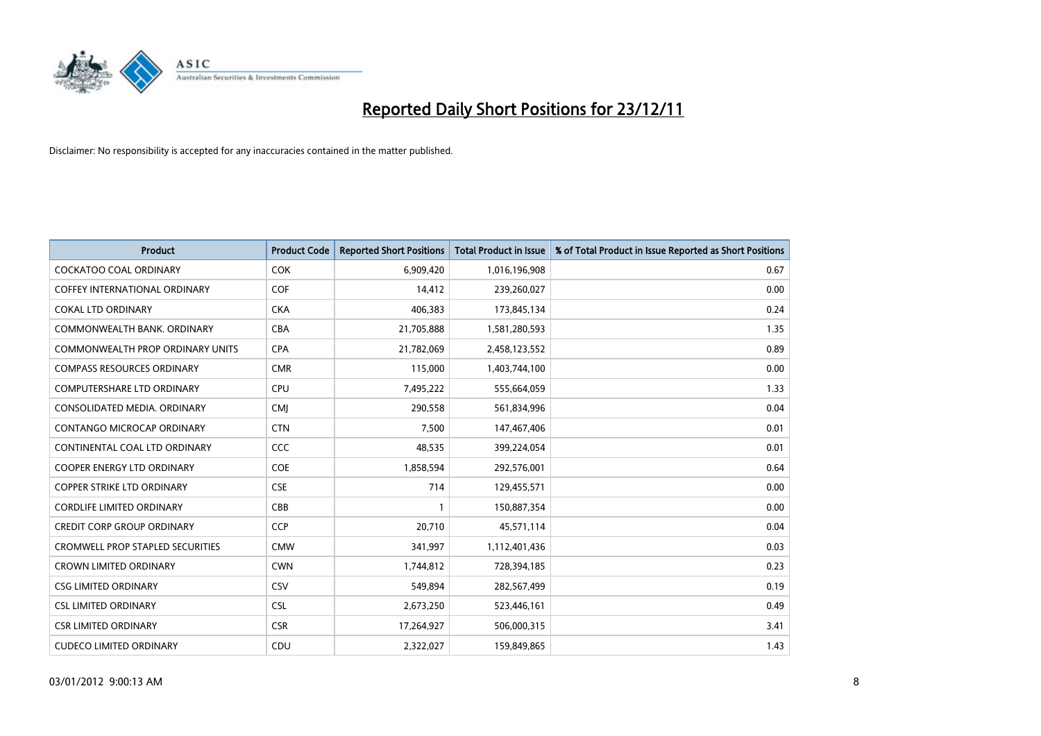# Reported Daily Short Positions for 23/12/11

Disclaimer: No responsibility is accepted for any inaccuracies contained in the matter published.

| Product | Product Code | Reported Short Positions | Total Product in Issue | % of Total Product in Issue Reported as Short Positions |
|---|---|---|---|---|
| COCKATOO COAL ORDINARY | COK | 6,909,420 | 1,016,196,908 | 0.67 |
| COFFEY INTERNATIONAL ORDINARY | COF | 14,412 | 239,260,027 | 0.00 |
| COKAL LTD ORDINARY | CKA | 406,383 | 173,845,134 | 0.24 |
| COMMONWEALTH BANK. ORDINARY | CBA | 21,705,888 | 1,581,280,593 | 1.35 |
| COMMONWEALTH PROP ORDINARY UNITS | CPA | 21,782,069 | 2,458,123,552 | 0.89 |
| COMPASS RESOURCES ORDINARY | CMR | 115,000 | 1,403,744,100 | 0.00 |
| COMPUTERSHARE LTD ORDINARY | CPU | 7,495,222 | 555,664,059 | 1.33 |
| CONSOLIDATED MEDIA. ORDINARY | CMJ | 290,558 | 561,834,996 | 0.04 |
| CONTANGO MICROCAP ORDINARY | CTN | 7,500 | 147,467,406 | 0.01 |
| CONTINENTAL COAL LTD ORDINARY | CCC | 48,535 | 399,224,054 | 0.01 |
| COOPER ENERGY LTD ORDINARY | COE | 1,858,594 | 292,576,001 | 0.64 |
| COPPER STRIKE LTD ORDINARY | CSE | 714 | 129,455,571 | 0.00 |
| CORDLIFE LIMITED ORDINARY | CBB | 1 | 150,887,354 | 0.00 |
| CREDIT CORP GROUP ORDINARY | CCP | 20,710 | 45,571,114 | 0.04 |
| CROMWELL PROP STAPLED SECURITIES | CMW | 341,997 | 1,112,401,436 | 0.03 |
| CROWN LIMITED ORDINARY | CWN | 1,744,812 | 728,394,185 | 0.23 |
| CSG LIMITED ORDINARY | CSV | 549,894 | 282,567,499 | 0.19 |
| CSL LIMITED ORDINARY | CSL | 2,673,250 | 523,446,161 | 0.49 |
| CSR LIMITED ORDINARY | CSR | 17,264,927 | 506,000,315 | 3.41 |
| CUDECO LIMITED ORDINARY | CDU | 2,322,027 | 159,849,865 | 1.43 |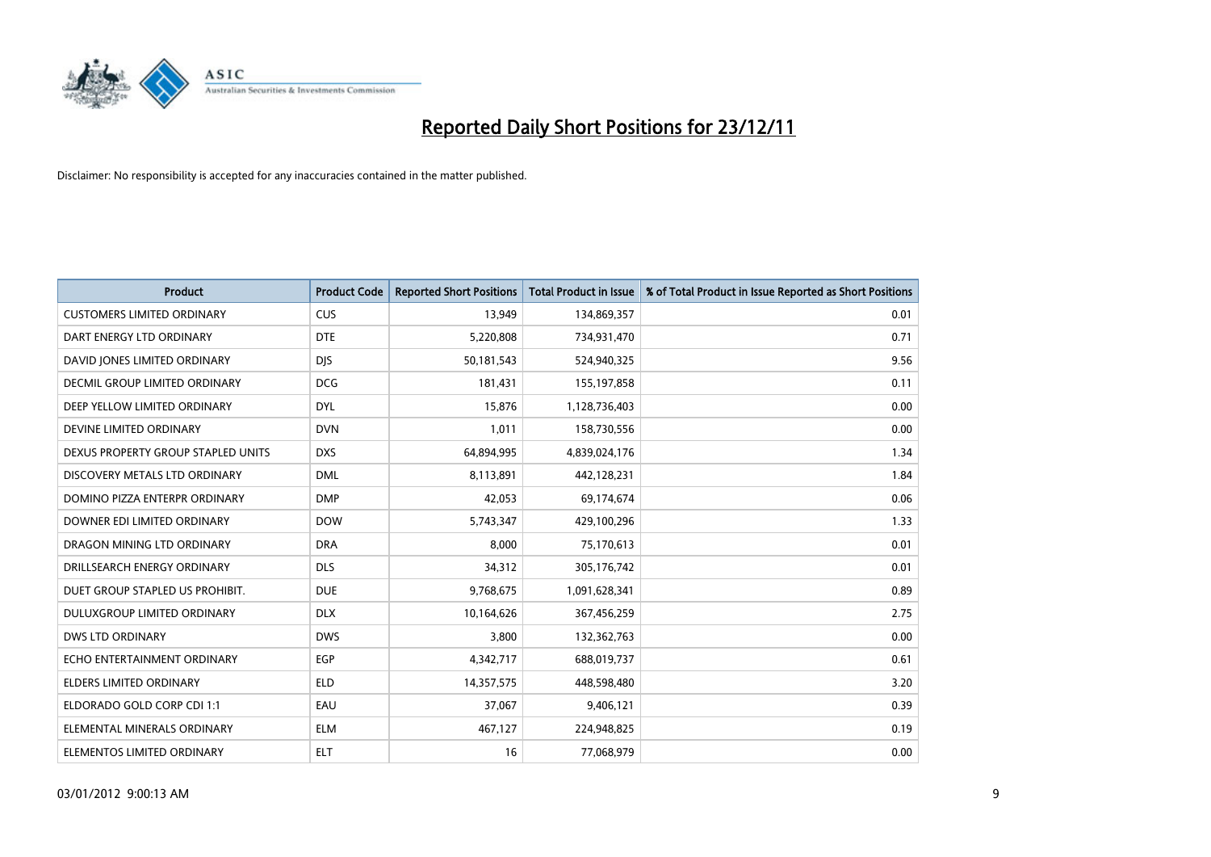# Reported Daily Short Positions for 23/12/11

Disclaimer: No responsibility is accepted for any inaccuracies contained in the matter published.

| Product | Product Code | Reported Short Positions | Total Product in Issue | % of Total Product in Issue Reported as Short Positions |
|---|---|---|---|---|
| CUSTOMERS LIMITED ORDINARY | CUS | 13,949 | 134,869,357 | 0.01 |
| DART ENERGY LTD ORDINARY | DTE | 5,220,808 | 734,931,470 | 0.71 |
| DAVID JONES LIMITED ORDINARY | DJS | 50,181,543 | 524,940,325 | 9.56 |
| DECMIL GROUP LIMITED ORDINARY | DCG | 181,431 | 155,197,858 | 0.11 |
| DEEP YELLOW LIMITED ORDINARY | DYL | 15,876 | 1,128,736,403 | 0.00 |
| DEVINE LIMITED ORDINARY | DVN | 1,011 | 158,730,556 | 0.00 |
| DEXUS PROPERTY GROUP STAPLED UNITS | DXS | 64,894,995 | 4,839,024,176 | 1.34 |
| DISCOVERY METALS LTD ORDINARY | DML | 8,113,891 | 442,128,231 | 1.84 |
| DOMINO PIZZA ENTERPR ORDINARY | DMP | 42,053 | 69,174,674 | 0.06 |
| DOWNER EDI LIMITED ORDINARY | DOW | 5,743,347 | 429,100,296 | 1.33 |
| DRAGON MINING LTD ORDINARY | DRA | 8,000 | 75,170,613 | 0.01 |
| DRILLSEARCH ENERGY ORDINARY | DLS | 34,312 | 305,176,742 | 0.01 |
| DUET GROUP STAPLED US PROHIBIT. | DUE | 9,768,675 | 1,091,628,341 | 0.89 |
| DULUXGROUP LIMITED ORDINARY | DLX | 10,164,626 | 367,456,259 | 2.75 |
| DWS LTD ORDINARY | DWS | 3,800 | 132,362,763 | 0.00 |
| ECHO ENTERTAINMENT ORDINARY | EGP | 4,342,717 | 688,019,737 | 0.61 |
| ELDERS LIMITED ORDINARY | ELD | 14,357,575 | 448,598,480 | 3.20 |
| ELDORADO GOLD CORP CDI 1:1 | EAU | 37,067 | 9,406,121 | 0.39 |
| ELEMENTAL MINERALS ORDINARY | ELM | 467,127 | 224,948,825 | 0.19 |
| ELEMENTOS LIMITED ORDINARY | ELT | 16 | 77,068,979 | 0.00 |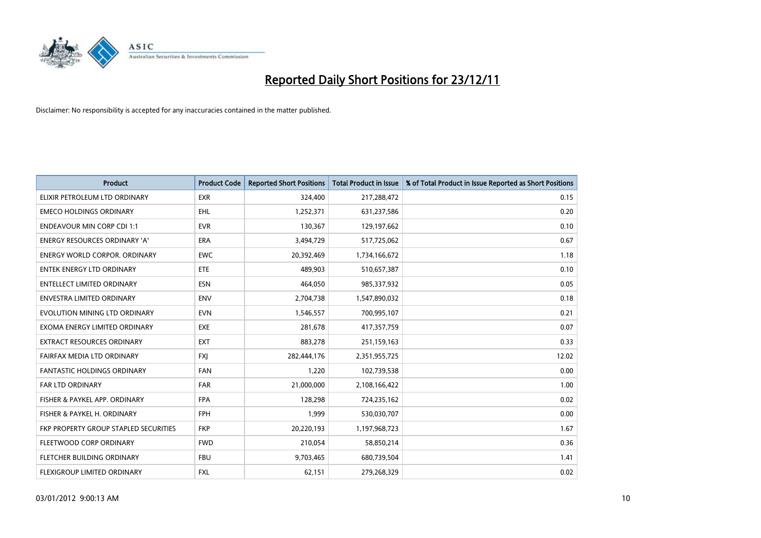# Reported Daily Short Positions for 23/12/11

Disclaimer: No responsibility is accepted for any inaccuracies contained in the matter published.

| Product | Product Code | Reported Short Positions | Total Product in Issue | % of Total Product in Issue Reported as Short Positions |
|---|---|---|---|---|
| ELIXIR PETROLEUM LTD ORDINARY | EXR | 324,400 | 217,288,472 | 0.15 |
| EMECO HOLDINGS ORDINARY | EHL | 1,252,371 | 631,237,586 | 0.20 |
| ENDEAVOUR MIN CORP CDI 1:1 | EVR | 130,367 | 129,197,662 | 0.10 |
| ENERGY RESOURCES ORDINARY 'A' | ERA | 3,494,729 | 517,725,062 | 0.67 |
| ENERGY WORLD CORPOR. ORDINARY | EWC | 20,392,469 | 1,734,166,672 | 1.18 |
| ENTEK ENERGY LTD ORDINARY | ETE | 489,903 | 510,657,387 | 0.10 |
| ENTELLECT LIMITED ORDINARY | ESN | 464,050 | 985,337,932 | 0.05 |
| ENVESTRA LIMITED ORDINARY | ENV | 2,704,738 | 1,547,890,032 | 0.18 |
| EVOLUTION MINING LTD ORDINARY | EVN | 1,546,557 | 700,995,107 | 0.21 |
| EXOMA ENERGY LIMITED ORDINARY | EXE | 281,678 | 417,357,759 | 0.07 |
| EXTRACT RESOURCES ORDINARY | EXT | 883,278 | 251,159,163 | 0.33 |
| FAIRFAX MEDIA LTD ORDINARY | FXJ | 282,444,176 | 2,351,955,725 | 12.02 |
| FANTASTIC HOLDINGS ORDINARY | FAN | 1,220 | 102,739,538 | 0.00 |
| FAR LTD ORDINARY | FAR | 21,000,000 | 2,108,166,422 | 1.00 |
| FISHER & PAYKEL APP. ORDINARY | FPA | 128,298 | 724,235,162 | 0.02 |
| FISHER & PAYKEL H. ORDINARY | FPH | 1,999 | 530,030,707 | 0.00 |
| FKP PROPERTY GROUP STAPLED SECURITIES | FKP | 20,220,193 | 1,197,968,723 | 1.67 |
| FLEETWOOD CORP ORDINARY | FWD | 210,054 | 58,850,214 | 0.36 |
| FLETCHER BUILDING ORDINARY | FBU | 9,703,465 | 680,739,504 | 1.41 |
| FLEXIGROUP LIMITED ORDINARY | FXL | 62,151 | 279,268,329 | 0.02 |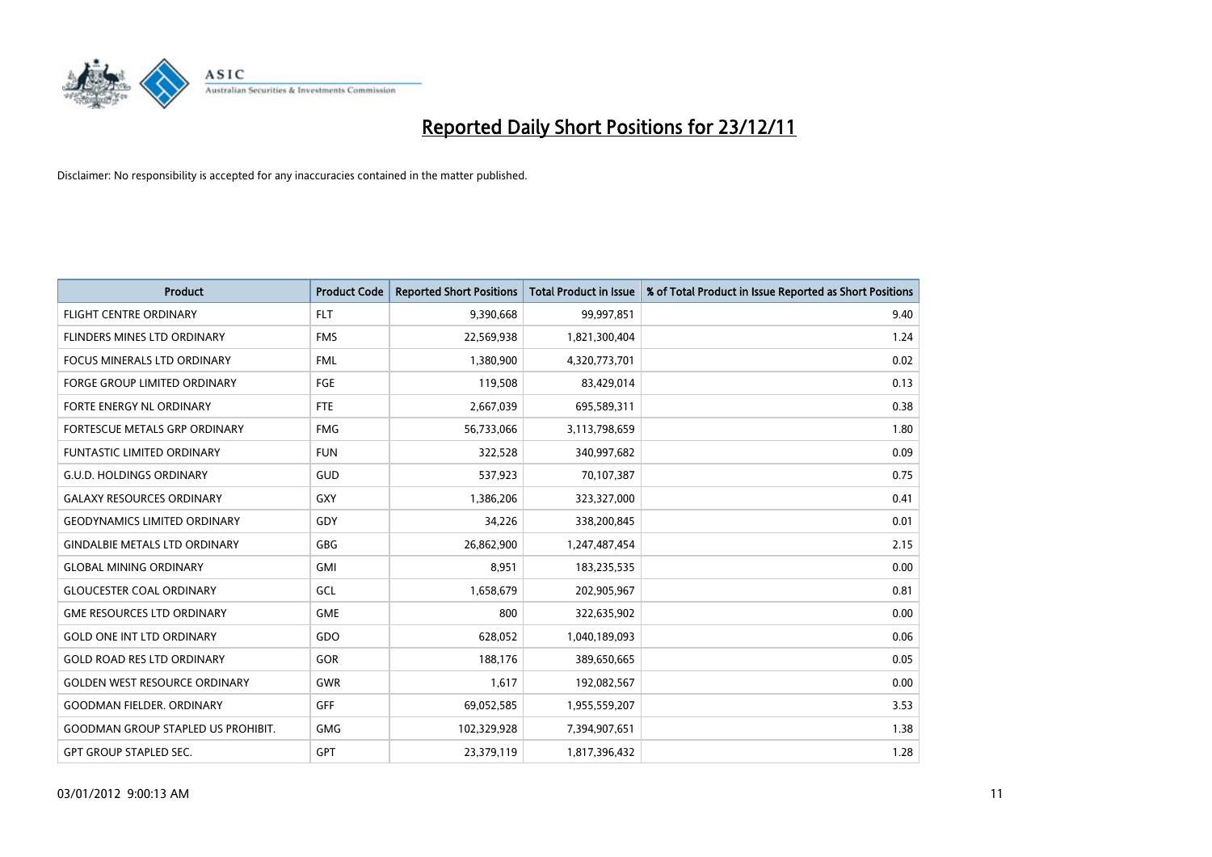# Reported Daily Short Positions for 23/12/11

Disclaimer: No responsibility is accepted for any inaccuracies contained in the matter published.

| Product | Product Code | Reported Short Positions | Total Product in Issue | % of Total Product in Issue Reported as Short Positions |
|---|---|---|---|---|
| FLIGHT CENTRE ORDINARY | FLT | 9,390,668 | 99,997,851 | 9.40 |
| FLINDERS MINES LTD ORDINARY | FMS | 22,569,938 | 1,821,300,404 | 1.24 |
| FOCUS MINERALS LTD ORDINARY | FML | 1,380,900 | 4,320,773,701 | 0.02 |
| FORGE GROUP LIMITED ORDINARY | FGE | 119,508 | 83,429,014 | 0.13 |
| FORTE ENERGY NL ORDINARY | FTE | 2,667,039 | 695,589,311 | 0.38 |
| FORTESCUE METALS GRP ORDINARY | FMG | 56,733,066 | 3,113,798,659 | 1.80 |
| FUNTASTIC LIMITED ORDINARY | FUN | 322,528 | 340,997,682 | 0.09 |
| G.U.D. HOLDINGS ORDINARY | GUD | 537,923 | 70,107,387 | 0.75 |
| GALAXY RESOURCES ORDINARY | GXY | 1,386,206 | 323,327,000 | 0.41 |
| GEODYNAMICS LIMITED ORDINARY | GDY | 34,226 | 338,200,845 | 0.01 |
| GINDALBIE METALS LTD ORDINARY | GBG | 26,862,900 | 1,247,487,454 | 2.15 |
| GLOBAL MINING ORDINARY | GMI | 8,951 | 183,235,535 | 0.00 |
| GLOUCESTER COAL ORDINARY | GCL | 1,658,679 | 202,905,967 | 0.81 |
| GME RESOURCES LTD ORDINARY | GME | 800 | 322,635,902 | 0.00 |
| GOLD ONE INT LTD ORDINARY | GDO | 628,052 | 1,040,189,093 | 0.06 |
| GOLD ROAD RES LTD ORDINARY | GOR | 188,176 | 389,650,665 | 0.05 |
| GOLDEN WEST RESOURCE ORDINARY | GWR | 1,617 | 192,082,567 | 0.00 |
| GOODMAN FIELDER. ORDINARY | GFF | 69,052,585 | 1,955,559,207 | 3.53 |
| GOODMAN GROUP STAPLED US PROHIBIT. | GMG | 102,329,928 | 7,394,907,651 | 1.38 |
| GPT GROUP STAPLED SEC. | GPT | 23,379,119 | 1,817,396,432 | 1.28 |

03/01/2012 9:00:13 AM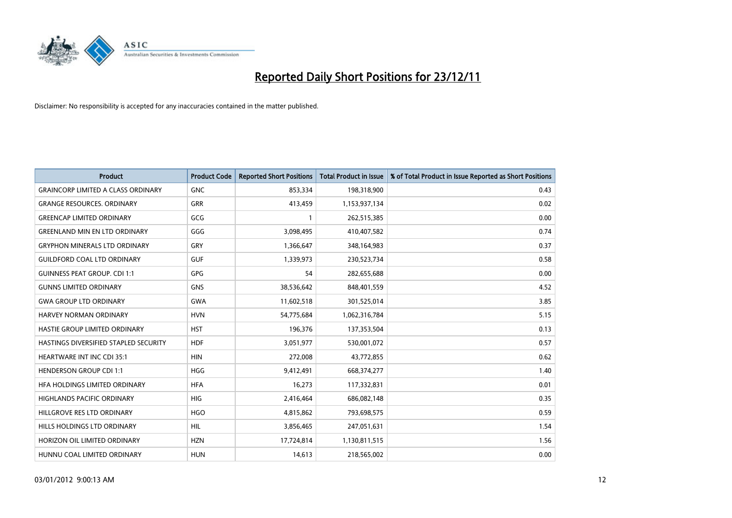# Reported Daily Short Positions for 23/12/11

Disclaimer: No responsibility is accepted for any inaccuracies contained in the matter published.

| Product | Product Code | Reported Short Positions | Total Product in Issue | % of Total Product in Issue Reported as Short Positions |
|---|---|---|---|---|
| GRAINCORP LIMITED A CLASS ORDINARY | GNC | 853,334 | 198,318,900 | 0.43 |
| GRANGE RESOURCES. ORDINARY | GRR | 413,459 | 1,153,937,134 | 0.02 |
| GREENCAP LIMITED ORDINARY | GCG | 1 | 262,515,385 | 0.00 |
| GREENLAND MIN EN LTD ORDINARY | GGG | 3,098,495 | 410,407,582 | 0.74 |
| GRYPHON MINERALS LTD ORDINARY | GRY | 1,366,647 | 348,164,983 | 0.37 |
| GUILDFORD COAL LTD ORDINARY | GUF | 1,339,973 | 230,523,734 | 0.58 |
| GUINNESS PEAT GROUP. CDI 1:1 | GPG | 54 | 282,655,688 | 0.00 |
| GUNNS LIMITED ORDINARY | GNS | 38,536,642 | 848,401,559 | 4.52 |
| GWA GROUP LTD ORDINARY | GWA | 11,602,518 | 301,525,014 | 3.85 |
| HARVEY NORMAN ORDINARY | HVN | 54,775,684 | 1,062,316,784 | 5.15 |
| HASTIE GROUP LIMITED ORDINARY | HST | 196,376 | 137,353,504 | 0.13 |
| HASTINGS DIVERSIFIED STAPLED SECURITY | HDF | 3,051,977 | 530,001,072 | 0.57 |
| HEARTWARE INT INC CDI 35:1 | HIN | 272,008 | 43,772,855 | 0.62 |
| HENDERSON GROUP CDI 1:1 | HGG | 9,412,491 | 668,374,277 | 1.40 |
| HFA HOLDINGS LIMITED ORDINARY | HFA | 16,273 | 117,332,831 | 0.01 |
| HIGHLANDS PACIFIC ORDINARY | HIG | 2,416,464 | 686,082,148 | 0.35 |
| HILLGROVE RES LTD ORDINARY | HGO | 4,815,862 | 793,698,575 | 0.59 |
| HILLS HOLDINGS LTD ORDINARY | HIL | 3,856,465 | 247,051,631 | 1.54 |
| HORIZON OIL LIMITED ORDINARY | HZN | 17,724,814 | 1,130,811,515 | 1.56 |
| HUNNU COAL LIMITED ORDINARY | HUN | 14,613 | 218,565,002 | 0.00 |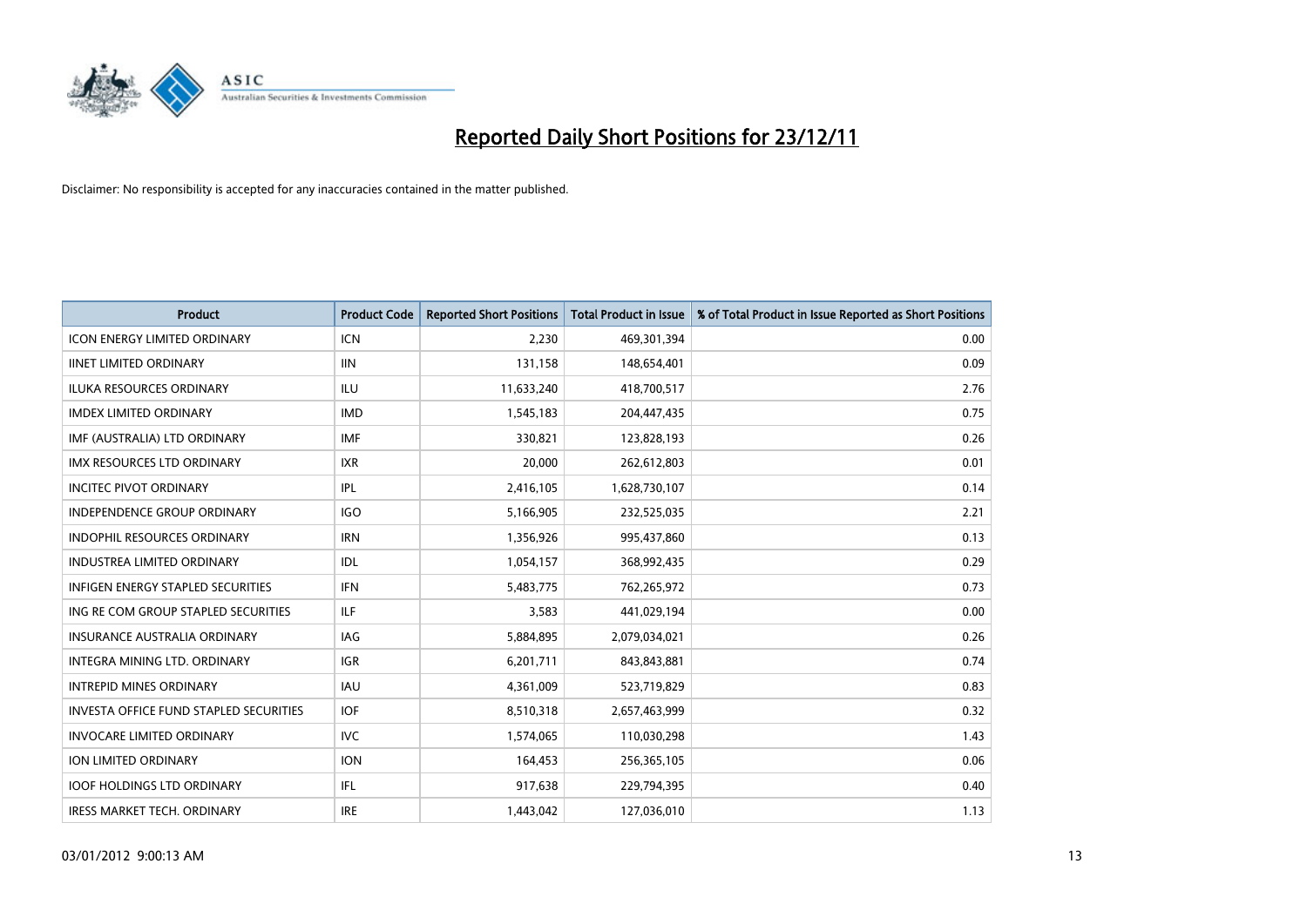# Reported Daily Short Positions for 23/12/11

Disclaimer: No responsibility is accepted for any inaccuracies contained in the matter published.

| Product | Product Code | Reported Short Positions | Total Product in Issue | % of Total Product in Issue Reported as Short Positions |
|---|---|---|---|---|
| ICON ENERGY LIMITED ORDINARY | ICN | 2,230 | 469,301,394 | 0.00 |
| IINET LIMITED ORDINARY | IIN | 131,158 | 148,654,401 | 0.09 |
| ILUKA RESOURCES ORDINARY | ILU | 11,633,240 | 418,700,517 | 2.76 |
| IMDEX LIMITED ORDINARY | IMD | 1,545,183 | 204,447,435 | 0.75 |
| IMF (AUSTRALIA) LTD ORDINARY | IMF | 330,821 | 123,828,193 | 0.26 |
| IMX RESOURCES LTD ORDINARY | IXR | 20,000 | 262,612,803 | 0.01 |
| INCITEC PIVOT ORDINARY | IPL | 2,416,105 | 1,628,730,107 | 0.14 |
| INDEPENDENCE GROUP ORDINARY | IGO | 5,166,905 | 232,525,035 | 2.21 |
| INDOPHIL RESOURCES ORDINARY | IRN | 1,356,926 | 995,437,860 | 0.13 |
| INDUSTREA LIMITED ORDINARY | IDL | 1,054,157 | 368,992,435 | 0.29 |
| INFIGEN ENERGY STAPLED SECURITIES | IFN | 5,483,775 | 762,265,972 | 0.73 |
| ING RE COM GROUP STAPLED SECURITIES | ILF | 3,583 | 441,029,194 | 0.00 |
| INSURANCE AUSTRALIA ORDINARY | IAG | 5,884,895 | 2,079,034,021 | 0.26 |
| INTEGRA MINING LTD. ORDINARY | IGR | 6,201,711 | 843,843,881 | 0.74 |
| INTREPID MINES ORDINARY | IAU | 4,361,009 | 523,719,829 | 0.83 |
| INVESTA OFFICE FUND STAPLED SECURITIES | IOF | 8,510,318 | 2,657,463,999 | 0.32 |
| INVOCARE LIMITED ORDINARY | IVC | 1,574,065 | 110,030,298 | 1.43 |
| ION LIMITED ORDINARY | ION | 164,453 | 256,365,105 | 0.06 |
| IOOF HOLDINGS LTD ORDINARY | IFL | 917,638 | 229,794,395 | 0.40 |
| IRESS MARKET TECH. ORDINARY | IRE | 1,443,042 | 127,036,010 | 1.13 |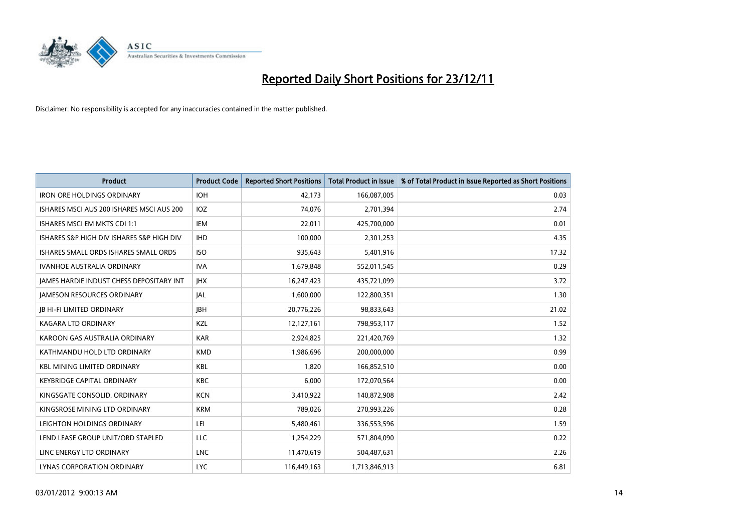# Reported Daily Short Positions for 23/12/11

Disclaimer: No responsibility is accepted for any inaccuracies contained in the matter published.

| Product | Product Code | Reported Short Positions | Total Product in Issue | % of Total Product in Issue Reported as Short Positions |
|---|---|---|---|---|
| IRON ORE HOLDINGS ORDINARY | IOH | 42,173 | 166,087,005 | 0.03 |
| ISHARES MSCI AUS 200 ISHARES MSCI AUS 200 | IOZ | 74,076 | 2,701,394 | 2.74 |
| ISHARES MSCI EM MKTS CDI 1:1 | IEM | 22,011 | 425,700,000 | 0.01 |
| ISHARES S&P HIGH DIV ISHARES S&P HIGH DIV | IHD | 100,000 | 2,301,253 | 4.35 |
| ISHARES SMALL ORDS ISHARES SMALL ORDS | ISO | 935,643 | 5,401,916 | 17.32 |
| IVANHOE AUSTRALIA ORDINARY | IVA | 1,679,848 | 552,011,545 | 0.29 |
| JAMES HARDIE INDUST CHESS DEPOSITARY INT | JHX | 16,247,423 | 435,721,099 | 3.72 |
| JAMESON RESOURCES ORDINARY | JAL | 1,600,000 | 122,800,351 | 1.30 |
| JB HI-FI LIMITED ORDINARY | JBH | 20,776,226 | 98,833,643 | 21.02 |
| KAGARA LTD ORDINARY | KZL | 12,127,161 | 798,953,117 | 1.52 |
| KAROON GAS AUSTRALIA ORDINARY | KAR | 2,924,825 | 221,420,769 | 1.32 |
| KATHMANDU HOLD LTD ORDINARY | KMD | 1,986,696 | 200,000,000 | 0.99 |
| KBL MINING LIMITED ORDINARY | KBL | 1,820 | 166,852,510 | 0.00 |
| KEYBRIDGE CAPITAL ORDINARY | KBC | 6,000 | 172,070,564 | 0.00 |
| KINGSGATE CONSOLID. ORDINARY | KCN | 3,410,922 | 140,872,908 | 2.42 |
| KINGSROSE MINING LTD ORDINARY | KRM | 789,026 | 270,993,226 | 0.28 |
| LEIGHTON HOLDINGS ORDINARY | LEI | 5,480,461 | 336,553,596 | 1.59 |
| LEND LEASE GROUP UNIT/ORD STAPLED | LLC | 1,254,229 | 571,804,090 | 0.22 |
| LINC ENERGY LTD ORDINARY | LNC | 11,470,619 | 504,487,631 | 2.26 |
| LYNAS CORPORATION ORDINARY | LYC | 116,449,163 | 1,713,846,913 | 6.81 |

03/01/2012 9:00:13 AM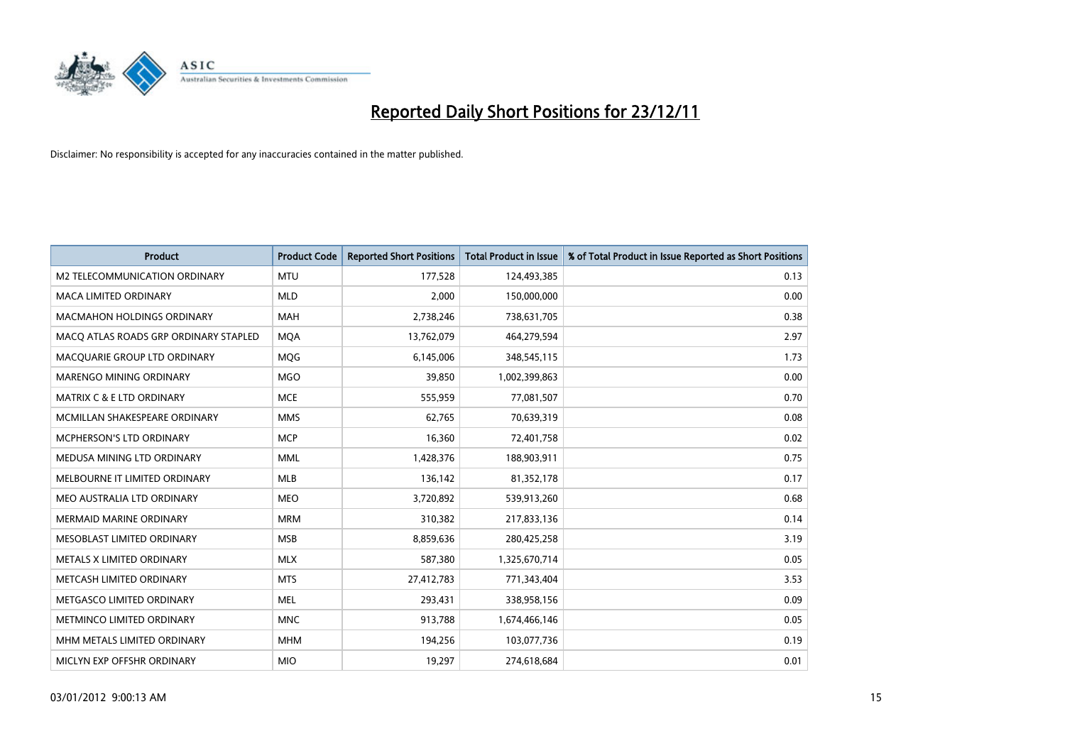# Reported Daily Short Positions for 23/12/11

Disclaimer: No responsibility is accepted for any inaccuracies contained in the matter published.

| Product | Product Code | Reported Short Positions | Total Product in Issue | % of Total Product in Issue Reported as Short Positions |
|---|---|---|---|---|
| M2 TELECOMMUNICATION ORDINARY | MTU | 177,528 | 124,493,385 | 0.13 |
| MACA LIMITED ORDINARY | MLD | 2,000 | 150,000,000 | 0.00 |
| MACMAHON HOLDINGS ORDINARY | MAH | 2,738,246 | 738,631,705 | 0.38 |
| MACQ ATLAS ROADS GRP ORDINARY STAPLED | MQA | 13,762,079 | 464,279,594 | 2.97 |
| MACQUARIE GROUP LTD ORDINARY | MQG | 6,145,006 | 348,545,115 | 1.73 |
| MARENGO MINING ORDINARY | MGO | 39,850 | 1,002,399,863 | 0.00 |
| MATRIX C & E LTD ORDINARY | MCE | 555,959 | 77,081,507 | 0.70 |
| MCMILLAN SHAKESPEARE ORDINARY | MMS | 62,765 | 70,639,319 | 0.08 |
| MCPHERSON'S LTD ORDINARY | MCP | 16,360 | 72,401,758 | 0.02 |
| MEDUSA MINING LTD ORDINARY | MML | 1,428,376 | 188,903,911 | 0.75 |
| MELBOURNE IT LIMITED ORDINARY | MLB | 136,142 | 81,352,178 | 0.17 |
| MEO AUSTRALIA LTD ORDINARY | MEO | 3,720,892 | 539,913,260 | 0.68 |
| MERMAID MARINE ORDINARY | MRM | 310,382 | 217,833,136 | 0.14 |
| MESOBLAST LIMITED ORDINARY | MSB | 8,859,636 | 280,425,258 | 3.19 |
| METALS X LIMITED ORDINARY | MLX | 587,380 | 1,325,670,714 | 0.05 |
| METCASH LIMITED ORDINARY | MTS | 27,412,783 | 771,343,404 | 3.53 |
| METGASCO LIMITED ORDINARY | MEL | 293,431 | 338,958,156 | 0.09 |
| METMINCO LIMITED ORDINARY | MNC | 913,788 | 1,674,466,146 | 0.05 |
| MHM METALS LIMITED ORDINARY | MHM | 194,256 | 103,077,736 | 0.19 |
| MICLYN EXP OFFSHR ORDINARY | MIO | 19,297 | 274,618,684 | 0.01 |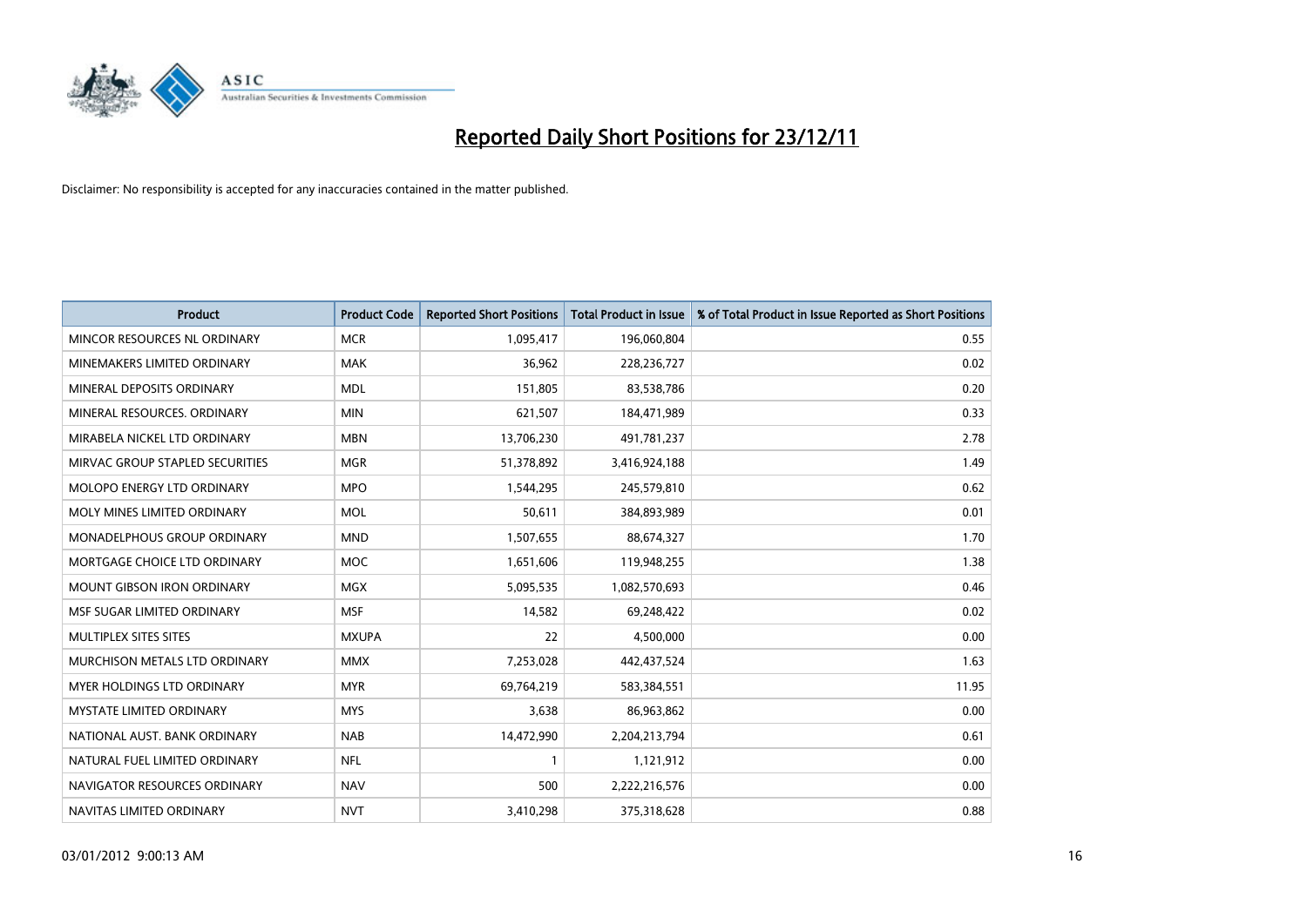# Reported Daily Short Positions for 23/12/11

Disclaimer: No responsibility is accepted for any inaccuracies contained in the matter published.

| Product | Product Code | Reported Short Positions | Total Product in Issue | % of Total Product in Issue Reported as Short Positions |
|---|---|---|---|---|
| MINCOR RESOURCES NL ORDINARY | MCR | 1,095,417 | 196,060,804 | 0.55 |
| MINEMAKERS LIMITED ORDINARY | MAK | 36,962 | 228,236,727 | 0.02 |
| MINERAL DEPOSITS ORDINARY | MDL | 151,805 | 83,538,786 | 0.20 |
| MINERAL RESOURCES. ORDINARY | MIN | 621,507 | 184,471,989 | 0.33 |
| MIRABELA NICKEL LTD ORDINARY | MBN | 13,706,230 | 491,781,237 | 2.78 |
| MIRVAC GROUP STAPLED SECURITIES | MGR | 51,378,892 | 3,416,924,188 | 1.49 |
| MOLOPO ENERGY LTD ORDINARY | MPO | 1,544,295 | 245,579,810 | 0.62 |
| MOLY MINES LIMITED ORDINARY | MOL | 50,611 | 384,893,989 | 0.01 |
| MONADELPHOUS GROUP ORDINARY | MND | 1,507,655 | 88,674,327 | 1.70 |
| MORTGAGE CHOICE LTD ORDINARY | MOC | 1,651,606 | 119,948,255 | 1.38 |
| MOUNT GIBSON IRON ORDINARY | MGX | 5,095,535 | 1,082,570,693 | 0.46 |
| MSF SUGAR LIMITED ORDINARY | MSF | 14,582 | 69,248,422 | 0.02 |
| MULTIPLEX SITES SITES | MXUPA | 22 | 4,500,000 | 0.00 |
| MURCHISON METALS LTD ORDINARY | MMX | 7,253,028 | 442,437,524 | 1.63 |
| MYER HOLDINGS LTD ORDINARY | MYR | 69,764,219 | 583,384,551 | 11.95 |
| MYSTATE LIMITED ORDINARY | MYS | 3,638 | 86,963,862 | 0.00 |
| NATIONAL AUST. BANK ORDINARY | NAB | 14,472,990 | 2,204,213,794 | 0.61 |
| NATURAL FUEL LIMITED ORDINARY | NFL | 1 | 1,121,912 | 0.00 |
| NAVIGATOR RESOURCES ORDINARY | NAV | 500 | 2,222,216,576 | 0.00 |
| NAVITAS LIMITED ORDINARY | NVT | 3,410,298 | 375,318,628 | 0.88 |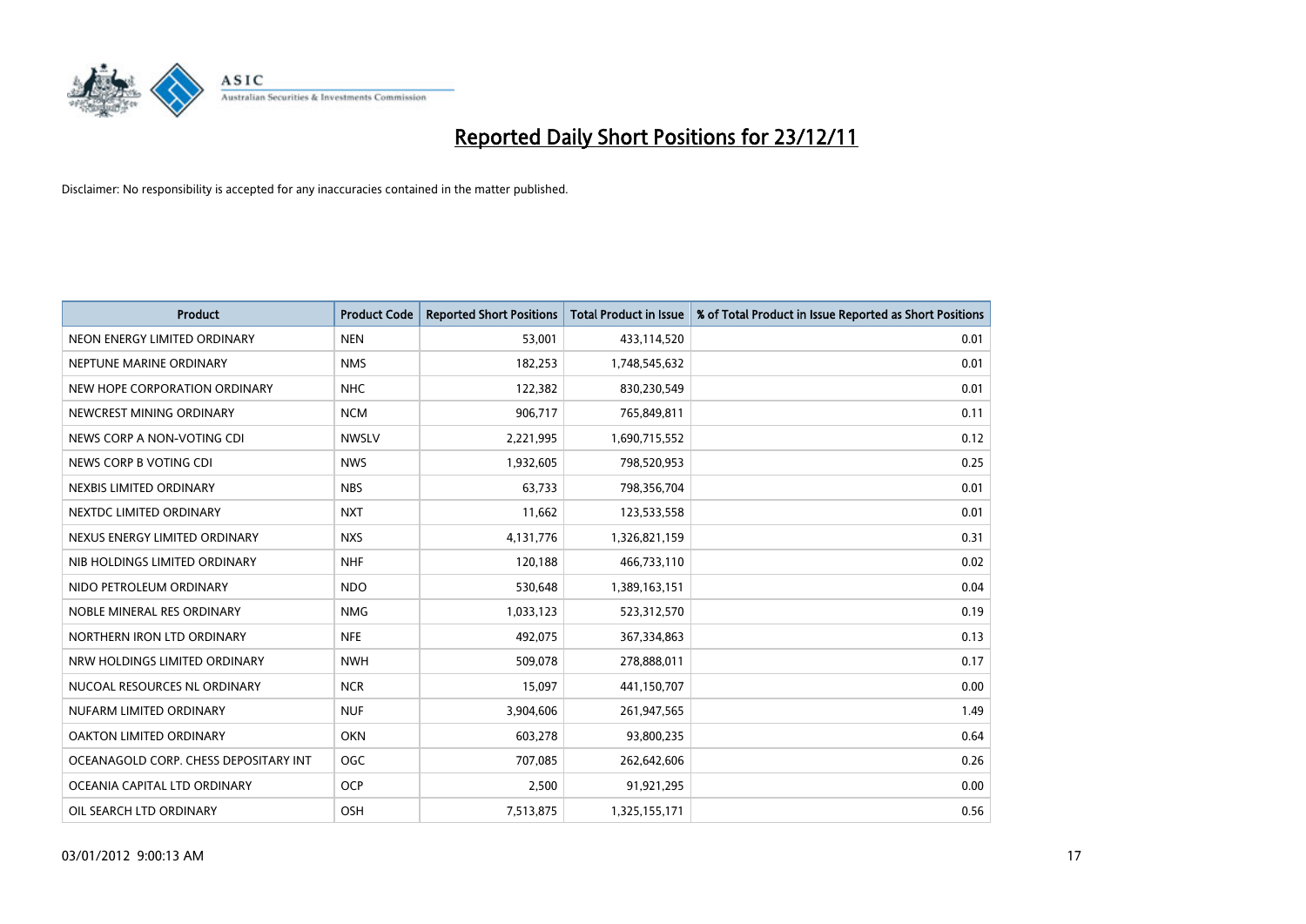# Reported Daily Short Positions for 23/12/11

Disclaimer: No responsibility is accepted for any inaccuracies contained in the matter published.

| Product | Product Code | Reported Short Positions | Total Product in Issue | % of Total Product in Issue Reported as Short Positions |
|---|---|---|---|---|
| NEON ENERGY LIMITED ORDINARY | NEN | 53,001 | 433,114,520 | 0.01 |
| NEPTUNE MARINE ORDINARY | NMS | 182,253 | 1,748,545,632 | 0.01 |
| NEW HOPE CORPORATION ORDINARY | NHC | 122,382 | 830,230,549 | 0.01 |
| NEWCREST MINING ORDINARY | NCM | 906,717 | 765,849,811 | 0.11 |
| NEWS CORP A NON-VOTING CDI | NWSLV | 2,221,995 | 1,690,715,552 | 0.12 |
| NEWS CORP B VOTING CDI | NWS | 1,932,605 | 798,520,953 | 0.25 |
| NEXBIS LIMITED ORDINARY | NBS | 63,733 | 798,356,704 | 0.01 |
| NEXTDC LIMITED ORDINARY | NXT | 11,662 | 123,533,558 | 0.01 |
| NEXUS ENERGY LIMITED ORDINARY | NXS | 4,131,776 | 1,326,821,159 | 0.31 |
| NIB HOLDINGS LIMITED ORDINARY | NHF | 120,188 | 466,733,110 | 0.02 |
| NIDO PETROLEUM ORDINARY | NDO | 530,648 | 1,389,163,151 | 0.04 |
| NOBLE MINERAL RES ORDINARY | NMG | 1,033,123 | 523,312,570 | 0.19 |
| NORTHERN IRON LTD ORDINARY | NFE | 492,075 | 367,334,863 | 0.13 |
| NRW HOLDINGS LIMITED ORDINARY | NWH | 509,078 | 278,888,011 | 0.17 |
| NUCOAL RESOURCES NL ORDINARY | NCR | 15,097 | 441,150,707 | 0.00 |
| NUFARM LIMITED ORDINARY | NUF | 3,904,606 | 261,947,565 | 1.49 |
| OAKTON LIMITED ORDINARY | OKN | 603,278 | 93,800,235 | 0.64 |
| OCEANAGOLD CORP. CHESS DEPOSITARY INT | OGC | 707,085 | 262,642,606 | 0.26 |
| OCEANIA CAPITAL LTD ORDINARY | OCP | 2,500 | 91,921,295 | 0.00 |
| OIL SEARCH LTD ORDINARY | OSH | 7,513,875 | 1,325,155,171 | 0.56 |

03/01/2012 9:00:13 AM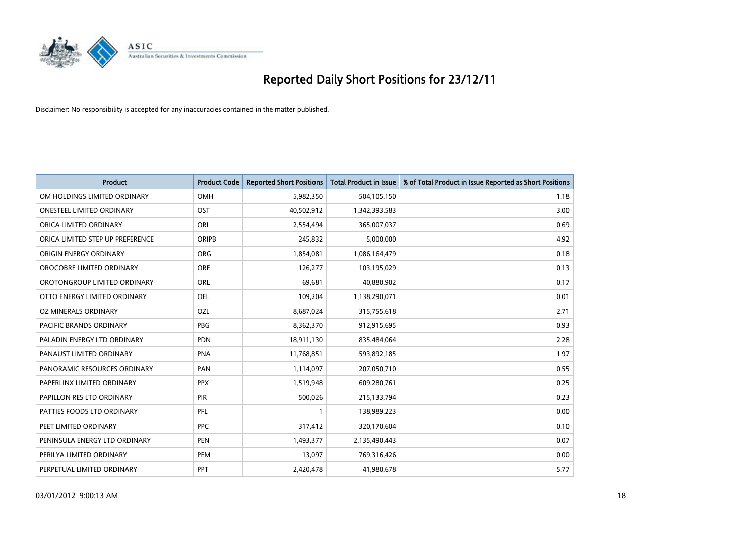# Reported Daily Short Positions for 23/12/11

Disclaimer: No responsibility is accepted for any inaccuracies contained in the matter published.

| Product | Product Code | Reported Short Positions | Total Product in Issue | % of Total Product in Issue Reported as Short Positions |
|---|---|---|---|---|
| OM HOLDINGS LIMITED ORDINARY | OMH | 5,982,350 | 504,105,150 | 1.18 |
| ONESTEEL LIMITED ORDINARY | OST | 40,502,912 | 1,342,393,583 | 3.00 |
| ORICA LIMITED ORDINARY | ORI | 2,554,494 | 365,007,037 | 0.69 |
| ORICA LIMITED STEP UP PREFERENCE | ORIPB | 245,832 | 5,000,000 | 4.92 |
| ORIGIN ENERGY ORDINARY | ORG | 1,854,081 | 1,086,164,479 | 0.18 |
| OROCOBRE LIMITED ORDINARY | ORE | 126,277 | 103,195,029 | 0.13 |
| OROTONGROUP LIMITED ORDINARY | ORL | 69,681 | 40,880,902 | 0.17 |
| OTTO ENERGY LIMITED ORDINARY | OEL | 109,204 | 1,138,290,071 | 0.01 |
| OZ MINERALS ORDINARY | OZL | 8,687,024 | 315,755,618 | 2.71 |
| PACIFIC BRANDS ORDINARY | PBG | 8,362,370 | 912,915,695 | 0.93 |
| PALADIN ENERGY LTD ORDINARY | PDN | 18,911,130 | 835,484,064 | 2.28 |
| PANAUST LIMITED ORDINARY | PNA | 11,768,851 | 593,892,185 | 1.97 |
| PANORAMIC RESOURCES ORDINARY | PAN | 1,114,097 | 207,050,710 | 0.55 |
| PAPERLINX LIMITED ORDINARY | PPX | 1,519,948 | 609,280,761 | 0.25 |
| PAPILLON RES LTD ORDINARY | PIR | 500,026 | 215,133,794 | 0.23 |
| PATTIES FOODS LTD ORDINARY | PFL | 1 | 138,989,223 | 0.00 |
| PEET LIMITED ORDINARY | PPC | 317,412 | 320,170,604 | 0.10 |
| PENINSULA ENERGY LTD ORDINARY | PEN | 1,493,377 | 2,135,490,443 | 0.07 |
| PERILYA LIMITED ORDINARY | PEM | 13,097 | 769,316,426 | 0.00 |
| PERPETUAL LIMITED ORDINARY | PPT | 2,420,478 | 41,980,678 | 5.77 |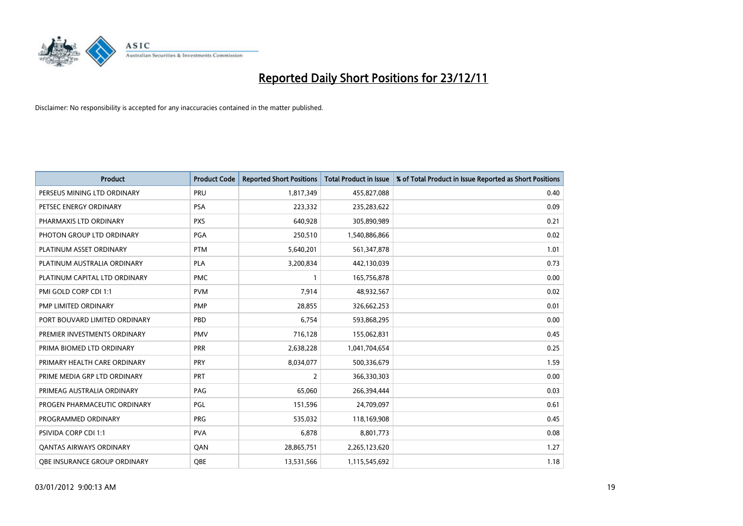# Reported Daily Short Positions for 23/12/11

Disclaimer: No responsibility is accepted for any inaccuracies contained in the matter published.

| Product | Product Code | Reported Short Positions | Total Product in Issue | % of Total Product in Issue Reported as Short Positions |
|---|---|---|---|---|
| PERSEUS MINING LTD ORDINARY | PRU | 1,817,349 | 455,827,088 | 0.40 |
| PETSEC ENERGY ORDINARY | PSA | 223,332 | 235,283,622 | 0.09 |
| PHARMAXIS LTD ORDINARY | PXS | 640,928 | 305,890,989 | 0.21 |
| PHOTON GROUP LTD ORDINARY | PGA | 250,510 | 1,540,886,866 | 0.02 |
| PLATINUM ASSET ORDINARY | PTM | 5,640,201 | 561,347,878 | 1.01 |
| PLATINUM AUSTRALIA ORDINARY | PLA | 3,200,834 | 442,130,039 | 0.73 |
| PLATINUM CAPITAL LTD ORDINARY | PMC | 1 | 165,756,878 | 0.00 |
| PMI GOLD CORP CDI 1:1 | PVM | 7,914 | 48,932,567 | 0.02 |
| PMP LIMITED ORDINARY | PMP | 28,855 | 326,662,253 | 0.01 |
| PORT BOUVARD LIMITED ORDINARY | PBD | 6,754 | 593,868,295 | 0.00 |
| PREMIER INVESTMENTS ORDINARY | PMV | 716,128 | 155,062,831 | 0.45 |
| PRIMA BIOMED LTD ORDINARY | PRR | 2,638,228 | 1,041,704,654 | 0.25 |
| PRIMARY HEALTH CARE ORDINARY | PRY | 8,034,077 | 500,336,679 | 1.59 |
| PRIME MEDIA GRP LTD ORDINARY | PRT | 2 | 366,330,303 | 0.00 |
| PRIMEAG AUSTRALIA ORDINARY | PAG | 65,060 | 266,394,444 | 0.03 |
| PROGEN PHARMACEUTIC ORDINARY | PGL | 151,596 | 24,709,097 | 0.61 |
| PROGRAMMED ORDINARY | PRG | 535,032 | 118,169,908 | 0.45 |
| PSIVIDA CORP CDI 1:1 | PVA | 6,878 | 8,801,773 | 0.08 |
| QANTAS AIRWAYS ORDINARY | QAN | 28,865,751 | 2,265,123,620 | 1.27 |
| QBE INSURANCE GROUP ORDINARY | QBE | 13,531,566 | 1,115,545,692 | 1.18 |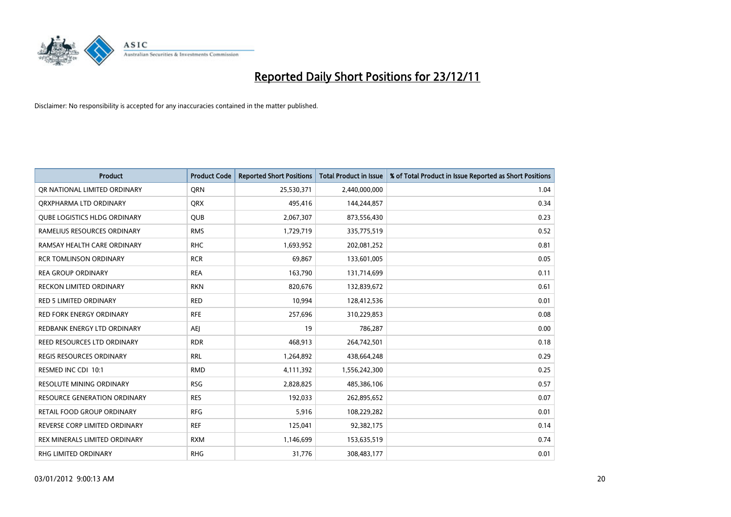# Reported Daily Short Positions for 23/12/11

Disclaimer: No responsibility is accepted for any inaccuracies contained in the matter published.

| Product | Product Code | Reported Short Positions | Total Product in Issue | % of Total Product in Issue Reported as Short Positions |
|---|---|---|---|---|
| QR NATIONAL LIMITED ORDINARY | QRN | 25,530,371 | 2,440,000,000 | 1.04 |
| QRXPHARMA LTD ORDINARY | QRX | 495,416 | 144,244,857 | 0.34 |
| QUBE LOGISTICS HLDG ORDINARY | QUB | 2,067,307 | 873,556,430 | 0.23 |
| RAMELIUS RESOURCES ORDINARY | RMS | 1,729,719 | 335,775,519 | 0.52 |
| RAMSAY HEALTH CARE ORDINARY | RHC | 1,693,952 | 202,081,252 | 0.81 |
| RCR TOMLINSON ORDINARY | RCR | 69,867 | 133,601,005 | 0.05 |
| REA GROUP ORDINARY | REA | 163,790 | 131,714,699 | 0.11 |
| RECKON LIMITED ORDINARY | RKN | 820,676 | 132,839,672 | 0.61 |
| RED 5 LIMITED ORDINARY | RED | 10,994 | 128,412,536 | 0.01 |
| RED FORK ENERGY ORDINARY | RFE | 257,696 | 310,229,853 | 0.08 |
| REDBANK ENERGY LTD ORDINARY | AEJ | 19 | 786,287 | 0.00 |
| REED RESOURCES LTD ORDINARY | RDR | 468,913 | 264,742,501 | 0.18 |
| REGIS RESOURCES ORDINARY | RRL | 1,264,892 | 438,664,248 | 0.29 |
| RESMED INC CDI 10:1 | RMD | 4,111,392 | 1,556,242,300 | 0.25 |
| RESOLUTE MINING ORDINARY | RSG | 2,828,825 | 485,386,106 | 0.57 |
| RESOURCE GENERATION ORDINARY | RES | 192,033 | 262,895,652 | 0.07 |
| RETAIL FOOD GROUP ORDINARY | RFG | 5,916 | 108,229,282 | 0.01 |
| REVERSE CORP LIMITED ORDINARY | REF | 125,041 | 92,382,175 | 0.14 |
| REX MINERALS LIMITED ORDINARY | RXM | 1,146,699 | 153,635,519 | 0.74 |
| RHG LIMITED ORDINARY | RHG | 31,776 | 308,483,177 | 0.01 |

03/01/2012 9:00:13 AM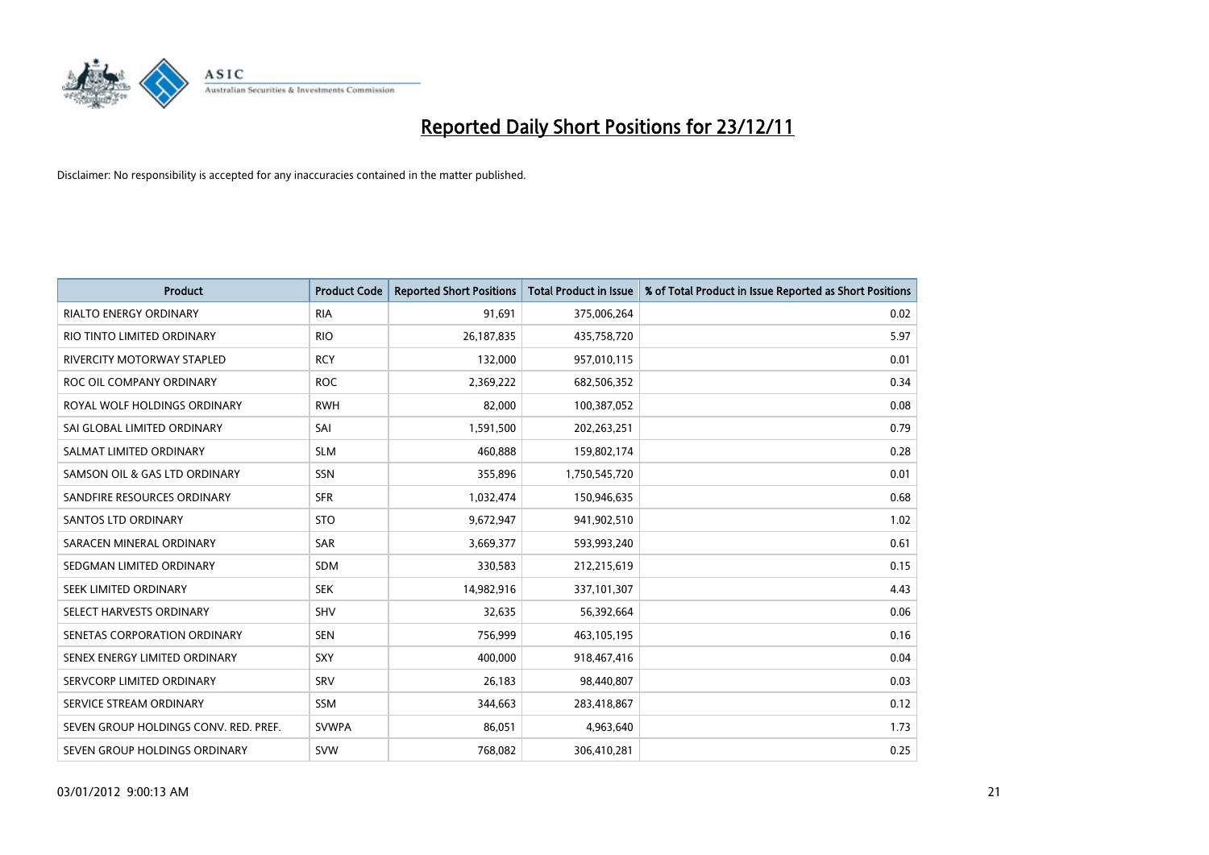# Reported Daily Short Positions for 23/12/11

Disclaimer: No responsibility is accepted for any inaccuracies contained in the matter published.

| Product | Product Code | Reported Short Positions | Total Product in Issue | % of Total Product in Issue Reported as Short Positions |
|---|---|---|---|---|
| RIALTO ENERGY ORDINARY | RIA | 91,691 | 375,006,264 | 0.02 |
| RIO TINTO LIMITED ORDINARY | RIO | 26,187,835 | 435,758,720 | 5.97 |
| RIVERCITY MOTORWAY STAPLED | RCY | 132,000 | 957,010,115 | 0.01 |
| ROC OIL COMPANY ORDINARY | ROC | 2,369,222 | 682,506,352 | 0.34 |
| ROYAL WOLF HOLDINGS ORDINARY | RWH | 82,000 | 100,387,052 | 0.08 |
| SAI GLOBAL LIMITED ORDINARY | SAI | 1,591,500 | 202,263,251 | 0.79 |
| SALMAT LIMITED ORDINARY | SLM | 460,888 | 159,802,174 | 0.28 |
| SAMSON OIL & GAS LTD ORDINARY | SSN | 355,896 | 1,750,545,720 | 0.01 |
| SANDFIRE RESOURCES ORDINARY | SFR | 1,032,474 | 150,946,635 | 0.68 |
| SANTOS LTD ORDINARY | STO | 9,672,947 | 941,902,510 | 1.02 |
| SARACEN MINERAL ORDINARY | SAR | 3,669,377 | 593,993,240 | 0.61 |
| SEDGMAN LIMITED ORDINARY | SDM | 330,583 | 212,215,619 | 0.15 |
| SEEK LIMITED ORDINARY | SEK | 14,982,916 | 337,101,307 | 4.43 |
| SELECT HARVESTS ORDINARY | SHV | 32,635 | 56,392,664 | 0.06 |
| SENETAS CORPORATION ORDINARY | SEN | 756,999 | 463,105,195 | 0.16 |
| SENEX ENERGY LIMITED ORDINARY | SXY | 400,000 | 918,467,416 | 0.04 |
| SERVCORP LIMITED ORDINARY | SRV | 26,183 | 98,440,807 | 0.03 |
| SERVICE STREAM ORDINARY | SSM | 344,663 | 283,418,867 | 0.12 |
| SEVEN GROUP HOLDINGS CONV. RED. PREF. | SVWPA | 86,051 | 4,963,640 | 1.73 |
| SEVEN GROUP HOLDINGS ORDINARY | SVW | 768,082 | 306,410,281 | 0.25 |

03/01/2012 9:00:13 AM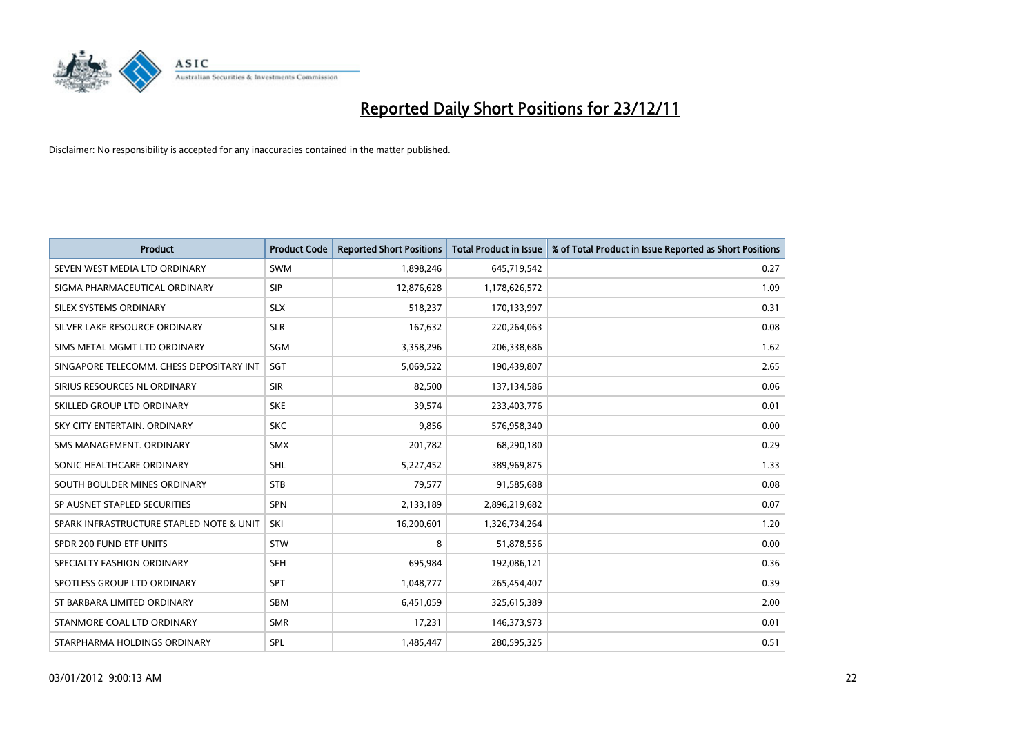# Reported Daily Short Positions for 23/12/11

Disclaimer: No responsibility is accepted for any inaccuracies contained in the matter published.

| Product | Product Code | Reported Short Positions | Total Product in Issue | % of Total Product in Issue Reported as Short Positions |
|---|---|---|---|---|
| SEVEN WEST MEDIA LTD ORDINARY | SWM | 1,898,246 | 645,719,542 | 0.27 |
| SIGMA PHARMACEUTICAL ORDINARY | SIP | 12,876,628 | 1,178,626,572 | 1.09 |
| SILEX SYSTEMS ORDINARY | SLX | 518,237 | 170,133,997 | 0.31 |
| SILVER LAKE RESOURCE ORDINARY | SLR | 167,632 | 220,264,063 | 0.08 |
| SIMS METAL MGMT LTD ORDINARY | SGM | 3,358,296 | 206,338,686 | 1.62 |
| SINGAPORE TELECOMM. CHESS DEPOSITARY INT | SGT | 5,069,522 | 190,439,807 | 2.65 |
| SIRIUS RESOURCES NL ORDINARY | SIR | 82,500 | 137,134,586 | 0.06 |
| SKILLED GROUP LTD ORDINARY | SKE | 39,574 | 233,403,776 | 0.01 |
| SKY CITY ENTERTAIN. ORDINARY | SKC | 9,856 | 576,958,340 | 0.00 |
| SMS MANAGEMENT. ORDINARY | SMX | 201,782 | 68,290,180 | 0.29 |
| SONIC HEALTHCARE ORDINARY | SHL | 5,227,452 | 389,969,875 | 1.33 |
| SOUTH BOULDER MINES ORDINARY | STB | 79,577 | 91,585,688 | 0.08 |
| SP AUSNET STAPLED SECURITIES | SPN | 2,133,189 | 2,896,219,682 | 0.07 |
| SPARK INFRASTRUCTURE STAPLED NOTE & UNIT | SKI | 16,200,601 | 1,326,734,264 | 1.20 |
| SPDR 200 FUND ETF UNITS | STW | 8 | 51,878,556 | 0.00 |
| SPECIALTY FASHION ORDINARY | SFH | 695,984 | 192,086,121 | 0.36 |
| SPOTLESS GROUP LTD ORDINARY | SPT | 1,048,777 | 265,454,407 | 0.39 |
| ST BARBARA LIMITED ORDINARY | SBM | 6,451,059 | 325,615,389 | 2.00 |
| STANMORE COAL LTD ORDINARY | SMR | 17,231 | 146,373,973 | 0.01 |
| STARPHARMA HOLDINGS ORDINARY | SPL | 1,485,447 | 280,595,325 | 0.51 |

03/01/2012 9:00:13 AM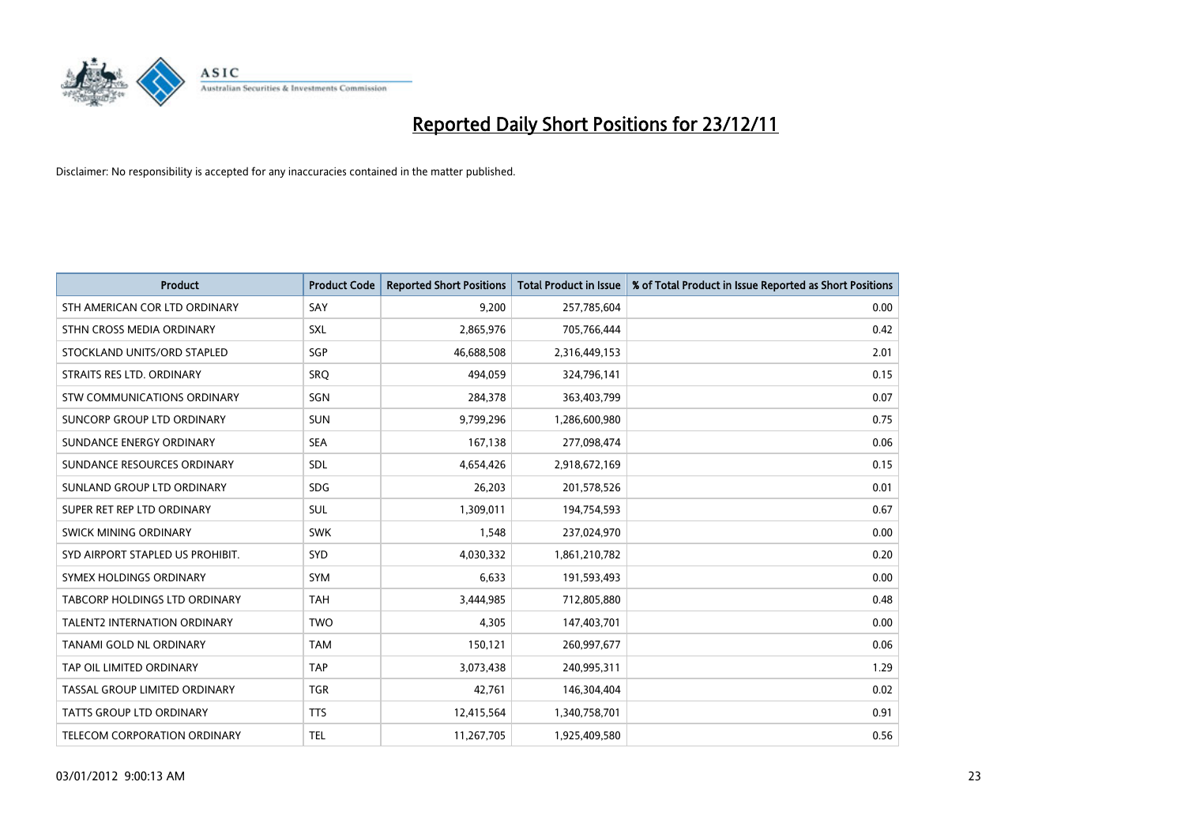# Reported Daily Short Positions for 23/12/11

Disclaimer: No responsibility is accepted for any inaccuracies contained in the matter published.

| Product | Product Code | Reported Short Positions | Total Product in Issue | % of Total Product in Issue Reported as Short Positions |
|---|---|---|---|---|
| STH AMERICAN COR LTD ORDINARY | SAY | 9,200 | 257,785,604 | 0.00 |
| STHN CROSS MEDIA ORDINARY | SXL | 2,865,976 | 705,766,444 | 0.42 |
| STOCKLAND UNITS/ORD STAPLED | SGP | 46,688,508 | 2,316,449,153 | 2.01 |
| STRAITS RES LTD. ORDINARY | SRQ | 494,059 | 324,796,141 | 0.15 |
| STW COMMUNICATIONS ORDINARY | SGN | 284,378 | 363,403,799 | 0.07 |
| SUNCORP GROUP LTD ORDINARY | SUN | 9,799,296 | 1,286,600,980 | 0.75 |
| SUNDANCE ENERGY ORDINARY | SEA | 167,138 | 277,098,474 | 0.06 |
| SUNDANCE RESOURCES ORDINARY | SDL | 4,654,426 | 2,918,672,169 | 0.15 |
| SUNLAND GROUP LTD ORDINARY | SDG | 26,203 | 201,578,526 | 0.01 |
| SUPER RET REP LTD ORDINARY | SUL | 1,309,011 | 194,754,593 | 0.67 |
| SWICK MINING ORDINARY | SWK | 1,548 | 237,024,970 | 0.00 |
| SYD AIRPORT STAPLED US PROHIBIT. | SYD | 4,030,332 | 1,861,210,782 | 0.20 |
| SYMEX HOLDINGS ORDINARY | SYM | 6,633 | 191,593,493 | 0.00 |
| TABCORP HOLDINGS LTD ORDINARY | TAH | 3,444,985 | 712,805,880 | 0.48 |
| TALENT2 INTERNATION ORDINARY | TWO | 4,305 | 147,403,701 | 0.00 |
| TANAMI GOLD NL ORDINARY | TAM | 150,121 | 260,997,677 | 0.06 |
| TAP OIL LIMITED ORDINARY | TAP | 3,073,438 | 240,995,311 | 1.29 |
| TASSAL GROUP LIMITED ORDINARY | TGR | 42,761 | 146,304,404 | 0.02 |
| TATTS GROUP LTD ORDINARY | TTS | 12,415,564 | 1,340,758,701 | 0.91 |
| TELECOM CORPORATION ORDINARY | TEL | 11,267,705 | 1,925,409,580 | 0.56 |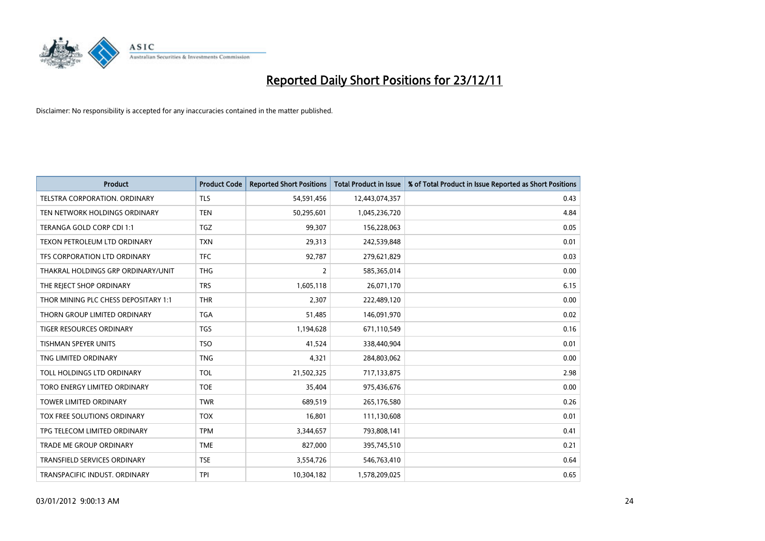# Reported Daily Short Positions for 23/12/11

Disclaimer: No responsibility is accepted for any inaccuracies contained in the matter published.

| Product | Product Code | Reported Short Positions | Total Product in Issue | % of Total Product in Issue Reported as Short Positions |
|---|---|---|---|---|
| TELSTRA CORPORATION. ORDINARY | TLS | 54,591,456 | 12,443,074,357 | 0.43 |
| TEN NETWORK HOLDINGS ORDINARY | TEN | 50,295,601 | 1,045,236,720 | 4.84 |
| TERANGA GOLD CORP CDI 1:1 | TGZ | 99,307 | 156,228,063 | 0.05 |
| TEXON PETROLEUM LTD ORDINARY | TXN | 29,313 | 242,539,848 | 0.01 |
| TFS CORPORATION LTD ORDINARY | TFC | 92,787 | 279,621,829 | 0.03 |
| THAKRAL HOLDINGS GRP ORDINARY/UNIT | THG | 2 | 585,365,014 | 0.00 |
| THE REJECT SHOP ORDINARY | TRS | 1,605,118 | 26,071,170 | 6.15 |
| THOR MINING PLC CHESS DEPOSITARY 1:1 | THR | 2,307 | 222,489,120 | 0.00 |
| THORN GROUP LIMITED ORDINARY | TGA | 51,485 | 146,091,970 | 0.02 |
| TIGER RESOURCES ORDINARY | TGS | 1,194,628 | 671,110,549 | 0.16 |
| TISHMAN SPEYER UNITS | TSO | 41,524 | 338,440,904 | 0.01 |
| TNG LIMITED ORDINARY | TNG | 4,321 | 284,803,062 | 0.00 |
| TOLL HOLDINGS LTD ORDINARY | TOL | 21,502,325 | 717,133,875 | 2.98 |
| TORO ENERGY LIMITED ORDINARY | TOE | 35,404 | 975,436,676 | 0.00 |
| TOWER LIMITED ORDINARY | TWR | 689,519 | 265,176,580 | 0.26 |
| TOX FREE SOLUTIONS ORDINARY | TOX | 16,801 | 111,130,608 | 0.01 |
| TPG TELECOM LIMITED ORDINARY | TPM | 3,344,657 | 793,808,141 | 0.41 |
| TRADE ME GROUP ORDINARY | TME | 827,000 | 395,745,510 | 0.21 |
| TRANSFIELD SERVICES ORDINARY | TSE | 3,554,726 | 546,763,410 | 0.64 |
| TRANSPACIFIC INDUST. ORDINARY | TPI | 10,304,182 | 1,578,209,025 | 0.65 |

03/01/2012 9:00:13 AM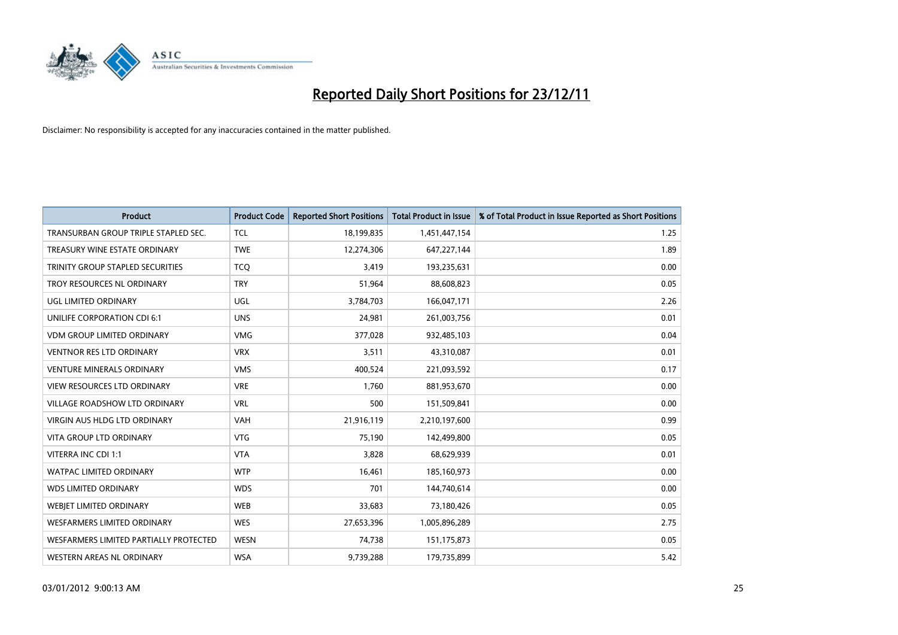# Reported Daily Short Positions for 23/12/11

Disclaimer: No responsibility is accepted for any inaccuracies contained in the matter published.

| Product | Product Code | Reported Short Positions | Total Product in Issue | % of Total Product in Issue Reported as Short Positions |
|---|---|---|---|---|
| TRANSURBAN GROUP TRIPLE STAPLED SEC. | TCL | 18,199,835 | 1,451,447,154 | 1.25 |
| TREASURY WINE ESTATE ORDINARY | TWE | 12,274,306 | 647,227,144 | 1.89 |
| TRINITY GROUP STAPLED SECURITIES | TCQ | 3,419 | 193,235,631 | 0.00 |
| TROY RESOURCES NL ORDINARY | TRY | 51,964 | 88,608,823 | 0.05 |
| UGL LIMITED ORDINARY | UGL | 3,784,703 | 166,047,171 | 2.26 |
| UNILIFE CORPORATION CDI 6:1 | UNS | 24,981 | 261,003,756 | 0.01 |
| VDM GROUP LIMITED ORDINARY | VMG | 377,028 | 932,485,103 | 0.04 |
| VENTNOR RES LTD ORDINARY | VRX | 3,511 | 43,310,087 | 0.01 |
| VENTURE MINERALS ORDINARY | VMS | 400,524 | 221,093,592 | 0.17 |
| VIEW RESOURCES LTD ORDINARY | VRE | 1,760 | 881,953,670 | 0.00 |
| VILLAGE ROADSHOW LTD ORDINARY | VRL | 500 | 151,509,841 | 0.00 |
| VIRGIN AUS HLDG LTD ORDINARY | VAH | 21,916,119 | 2,210,197,600 | 0.99 |
| VITA GROUP LTD ORDINARY | VTG | 75,190 | 142,499,800 | 0.05 |
| VITERRA INC CDI 1:1 | VTA | 3,828 | 68,629,939 | 0.01 |
| WATPAC LIMITED ORDINARY | WTP | 16,461 | 185,160,973 | 0.00 |
| WDS LIMITED ORDINARY | WDS | 701 | 144,740,614 | 0.00 |
| WEBJET LIMITED ORDINARY | WEB | 33,683 | 73,180,426 | 0.05 |
| WESFARMERS LIMITED ORDINARY | WES | 27,653,396 | 1,005,896,289 | 2.75 |
| WESFARMERS LIMITED PARTIALLY PROTECTED | WESN | 74,738 | 151,175,873 | 0.05 |
| WESTERN AREAS NL ORDINARY | WSA | 9,739,288 | 179,735,899 | 5.42 |

03/01/2012 9:00:13 AM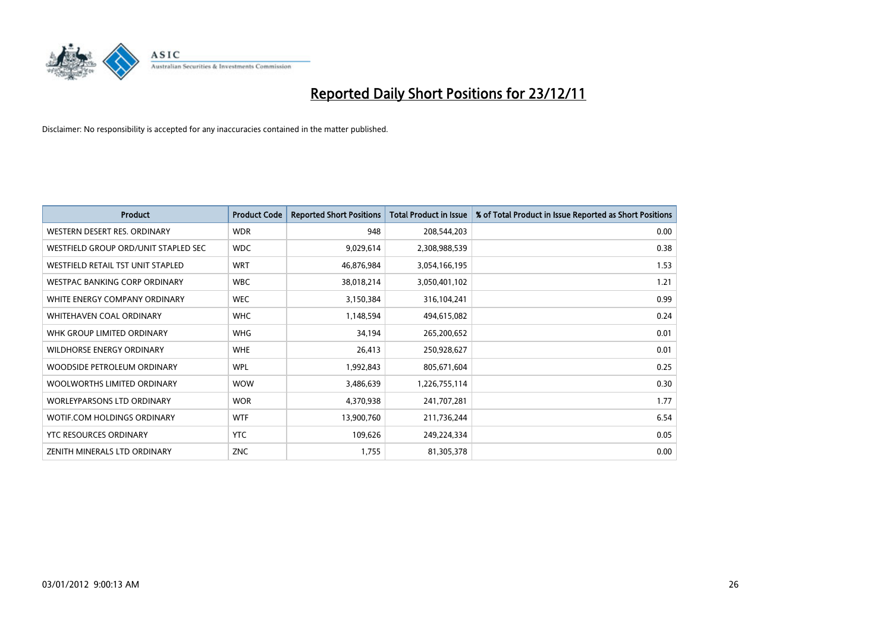# Reported Daily Short Positions for 23/12/11

Disclaimer: No responsibility is accepted for any inaccuracies contained in the matter published.

| Product | Product Code | Reported Short Positions | Total Product in Issue | % of Total Product in Issue Reported as Short Positions |
|---|---|---|---|---|
| WESTERN DESERT RES. ORDINARY | WDR | 948 | 208,544,203 | 0.00 |
| WESTFIELD GROUP ORD/UNIT STAPLED SEC | WDC | 9,029,614 | 2,308,988,539 | 0.38 |
| WESTFIELD RETAIL TST UNIT STAPLED | WRT | 46,876,984 | 3,054,166,195 | 1.53 |
| WESTPAC BANKING CORP ORDINARY | WBC | 38,018,214 | 3,050,401,102 | 1.21 |
| WHITE ENERGY COMPANY ORDINARY | WEC | 3,150,384 | 316,104,241 | 0.99 |
| WHITEHAVEN COAL ORDINARY | WHC | 1,148,594 | 494,615,082 | 0.24 |
| WHK GROUP LIMITED ORDINARY | WHG | 34,194 | 265,200,652 | 0.01 |
| WILDHORSE ENERGY ORDINARY | WHE | 26,413 | 250,928,627 | 0.01 |
| WOODSIDE PETROLEUM ORDINARY | WPL | 1,992,843 | 805,671,604 | 0.25 |
| WOOLWORTHS LIMITED ORDINARY | WOW | 3,486,639 | 1,226,755,114 | 0.30 |
| WORLEYPARSONS LTD ORDINARY | WOR | 4,370,938 | 241,707,281 | 1.77 |
| WOTIF.COM HOLDINGS ORDINARY | WTF | 13,900,760 | 211,736,244 | 6.54 |
| YTC RESOURCES ORDINARY | YTC | 109,626 | 249,224,334 | 0.05 |
| ZENITH MINERALS LTD ORDINARY | ZNC | 1,755 | 81,305,378 | 0.00 |